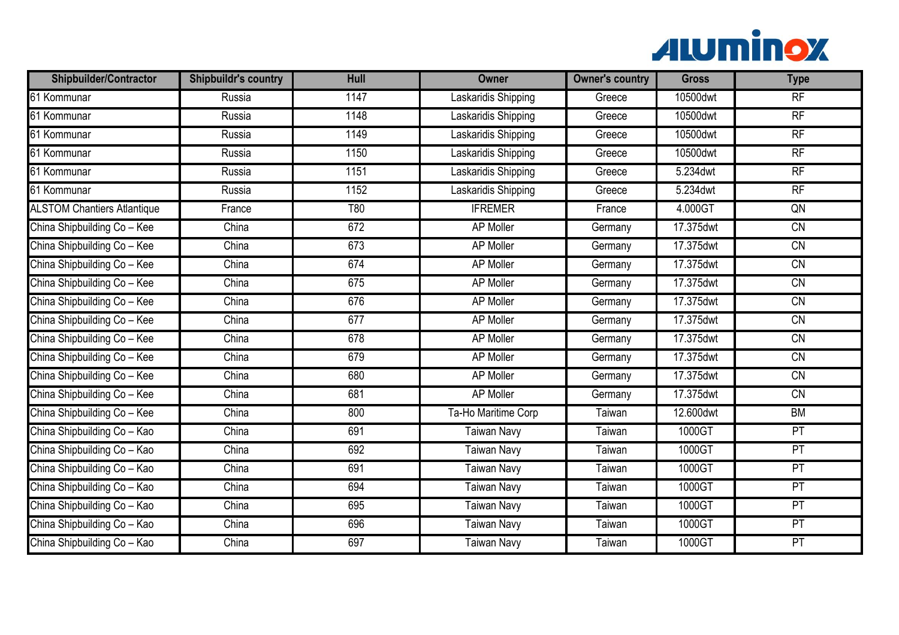| Shipbuilder/Contractor | Shipbuildr's country | Hull | Owner | Owner's country | Gross | Type |
|---|---|---|---|---|---|---|
| 61 Kommunar | Russia | 1147 | Laskaridis Shipping | Greece | 10500dwt | RF |
| 61 Kommunar | Russia | 1148 | Laskaridis Shipping | Greece | 10500dwt | RF |
| 61 Kommunar | Russia | 1149 | Laskaridis Shipping | Greece | 10500dwt | RF |
| 61 Kommunar | Russia | 1150 | Laskaridis Shipping | Greece | 10500dwt | RF |
| 61 Kommunar | Russia | 1151 | Laskaridis Shipping | Greece | 5.234dwt | RF |
| 61 Kommunar | Russia | 1152 | Laskaridis Shipping | Greece | 5.234dwt | RF |
| ALSTOM Chantiers Atlantique | France | T80 | IFREMER | France | 4.000GT | QN |
| China Shipbuilding Co – Kee | China | 672 | AP Moller | Germany | 17.375dwt | CN |
| China Shipbuilding Co – Kee | China | 673 | AP Moller | Germany | 17.375dwt | CN |
| China Shipbuilding Co – Kee | China | 674 | AP Moller | Germany | 17.375dwt | CN |
| China Shipbuilding Co – Kee | China | 675 | AP Moller | Germany | 17.375dwt | CN |
| China Shipbuilding Co – Kee | China | 676 | AP Moller | Germany | 17.375dwt | CN |
| China Shipbuilding Co – Kee | China | 677 | AP Moller | Germany | 17.375dwt | CN |
| China Shipbuilding Co – Kee | China | 678 | AP Moller | Germany | 17.375dwt | CN |
| China Shipbuilding Co – Kee | China | 679 | AP Moller | Germany | 17.375dwt | CN |
| China Shipbuilding Co – Kee | China | 680 | AP Moller | Germany | 17.375dwt | CN |
| China Shipbuilding Co – Kee | China | 681 | AP Moller | Germany | 17.375dwt | CN |
| China Shipbuilding Co – Kee | China | 800 | Ta-Ho Maritime Corp | Taiwan | 12.600dwt | BM |
| China Shipbuilding Co – Kao | China | 691 | Taiwan Navy | Taiwan | 1000GT | PT |
| China Shipbuilding Co – Kao | China | 692 | Taiwan Navy | Taiwan | 1000GT | PT |
| China Shipbuilding Co – Kao | China | 691 | Taiwan Navy | Taiwan | 1000GT | PT |
| China Shipbuilding Co – Kao | China | 694 | Taiwan Navy | Taiwan | 1000GT | PT |
| China Shipbuilding Co – Kao | China | 695 | Taiwan Navy | Taiwan | 1000GT | PT |
| China Shipbuilding Co – Kao | China | 696 | Taiwan Navy | Taiwan | 1000GT | PT |
| China Shipbuilding Co – Kao | China | 697 | Taiwan Navy | Taiwan | 1000GT | PT |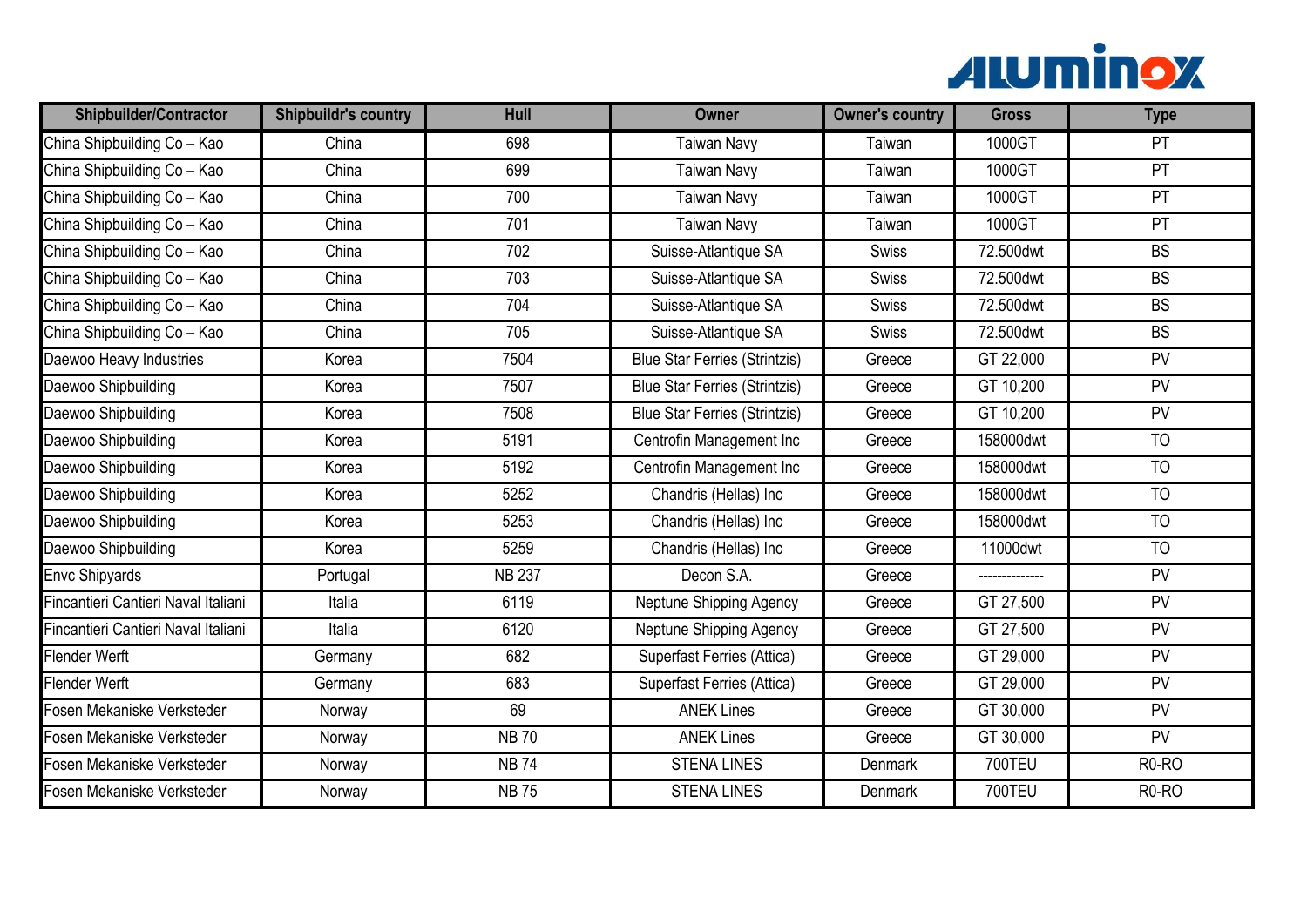| Shipbuilder/Contractor | Shipbuildr's country | Hull | Owner | Owner's country | Gross | Type |
|---|---|---|---|---|---|---|
| China Shipbuilding Co – Kao | China | 698 | Taiwan Navy | Taiwan | 1000GT | PT |
| China Shipbuilding Co – Kao | China | 699 | Taiwan Navy | Taiwan | 1000GT | PT |
| China Shipbuilding Co – Kao | China | 700 | Taiwan Navy | Taiwan | 1000GT | PT |
| China Shipbuilding Co – Kao | China | 701 | Taiwan Navy | Taiwan | 1000GT | PT |
| China Shipbuilding Co – Kao | China | 702 | Suisse-Atlantique SA | Swiss | 72.500dwt | BS |
| China Shipbuilding Co – Kao | China | 703 | Suisse-Atlantique SA | Swiss | 72.500dwt | BS |
| China Shipbuilding Co – Kao | China | 704 | Suisse-Atlantique SA | Swiss | 72.500dwt | BS |
| China Shipbuilding Co – Kao | China | 705 | Suisse-Atlantique SA | Swiss | 72.500dwt | BS |
| Daewoo Heavy Industries | Korea | 7504 | Blue Star Ferries (Strintzis) | Greece | GT 22,000 | PV |
| Daewoo Shipbuilding | Korea | 7507 | Blue Star Ferries (Strintzis) | Greece | GT 10,200 | PV |
| Daewoo Shipbuilding | Korea | 7508 | Blue Star Ferries (Strintzis) | Greece | GT 10,200 | PV |
| Daewoo Shipbuilding | Korea | 5191 | Centrofin Management Inc | Greece | 158000dwt | TO |
| Daewoo Shipbuilding | Korea | 5192 | Centrofin Management Inc | Greece | 158000dwt | TO |
| Daewoo Shipbuilding | Korea | 5252 | Chandris (Hellas) Inc | Greece | 158000dwt | TO |
| Daewoo Shipbuilding | Korea | 5253 | Chandris (Hellas) Inc | Greece | 158000dwt | TO |
| Daewoo Shipbuilding | Korea | 5259 | Chandris (Hellas) Inc | Greece | 11000dwt | TO |
| Envc Shipyards | Portugal | NB 237 | Decon S.A. | Greece | -------------- | PV |
| Fincantieri Cantieri Naval Italiani | Italia | 6119 | Neptune Shipping Agency | Greece | GT 27,500 | PV |
| Fincantieri Cantieri Naval Italiani | Italia | 6120 | Neptune Shipping Agency | Greece | GT 27,500 | PV |
| Flender Werft | Germany | 682 | Superfast Ferries (Attica) | Greece | GT 29,000 | PV |
| Flender Werft | Germany | 683 | Superfast Ferries (Attica) | Greece | GT 29,000 | PV |
| Fosen Mekaniske Verksteder | Norway | 69 | ANEK Lines | Greece | GT 30,000 | PV |
| Fosen Mekaniske Verksteder | Norway | NB 70 | ANEK Lines | Greece | GT 30,000 | PV |
| Fosen Mekaniske Verksteder | Norway | NB 74 | STENA LINES | Denmark | 700TEU | R0-RO |
| Fosen Mekaniske Verksteder | Norway | NB 75 | STENA LINES | Denmark | 700TEU | R0-RO |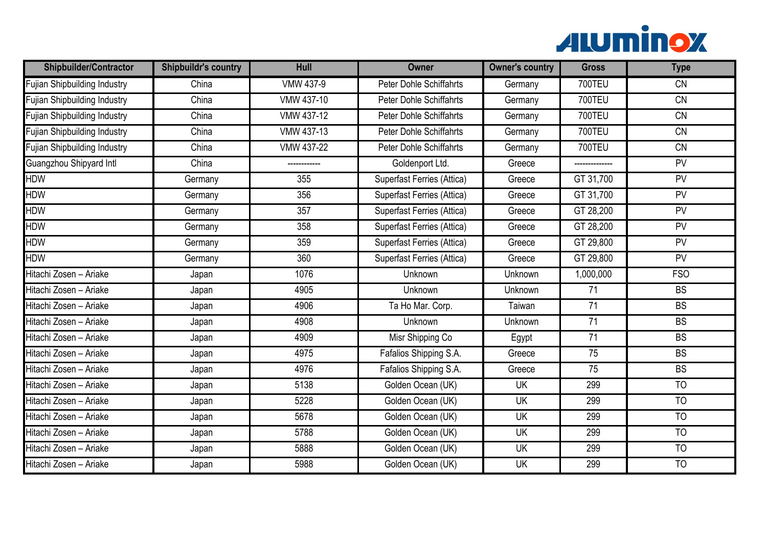| Shipbuilder/Contractor | Shipbuildr's country | Hull | Owner | Owner's country | Gross | Type |
|---|---|---|---|---|---|---|
| Fujian Shipbuilding Industry | China | VMW 437-9 | Peter Dohle Schiffahrts | Germany | 700TEU | CN |
| Fujian Shipbuilding Industry | China | VMW 437-10 | Peter Dohle Schiffahrts | Germany | 700TEU | CN |
| Fujian Shipbuilding Industry | China | VMW 437-12 | Peter Dohle Schiffahrts | Germany | 700TEU | CN |
| Fujian Shipbuilding Industry | China | VMW 437-13 | Peter Dohle Schiffahrts | Germany | 700TEU | CN |
| Fujian Shipbuilding Industry | China | VMW 437-22 | Peter Dohle Schiffahrts | Germany | 700TEU | CN |
| Guangzhou Shipyard Intl | China | ------------ | Goldenport Ltd. | Greece | -------------- | PV |
| HDW | Germany | 355 | Superfast Ferries (Attica) | Greece | GT 31,700 | PV |
| HDW | Germany | 356 | Superfast Ferries (Attica) | Greece | GT 31,700 | PV |
| HDW | Germany | 357 | Superfast Ferries (Attica) | Greece | GT 28,200 | PV |
| HDW | Germany | 358 | Superfast Ferries (Attica) | Greece | GT 28,200 | PV |
| HDW | Germany | 359 | Superfast Ferries (Attica) | Greece | GT 29,800 | PV |
| HDW | Germany | 360 | Superfast Ferries (Attica) | Greece | GT 29,800 | PV |
| Hitachi Zosen – Ariake | Japan | 1076 | Unknown | Unknown | 1,000,000 | FSO |
| Hitachi Zosen – Ariake | Japan | 4905 | Unknown | Unknown | 71 | BS |
| Hitachi Zosen – Ariake | Japan | 4906 | Ta Ho Mar. Corp. | Taiwan | 71 | BS |
| Hitachi Zosen – Ariake | Japan | 4908 | Unknown | Unknown | 71 | BS |
| Hitachi Zosen – Ariake | Japan | 4909 | Misr Shipping Co | Egypt | 71 | BS |
| Hitachi Zosen – Ariake | Japan | 4975 | Fafalios Shipping S.A. | Greece | 75 | BS |
| Hitachi Zosen – Ariake | Japan | 4976 | Fafalios Shipping S.A. | Greece | 75 | BS |
| Hitachi Zosen – Ariake | Japan | 5138 | Golden Ocean (UK) | UK | 299 | TO |
| Hitachi Zosen – Ariake | Japan | 5228 | Golden Ocean (UK) | UK | 299 | TO |
| Hitachi Zosen – Ariake | Japan | 5678 | Golden Ocean (UK) | UK | 299 | TO |
| Hitachi Zosen – Ariake | Japan | 5788 | Golden Ocean (UK) | UK | 299 | TO |
| Hitachi Zosen – Ariake | Japan | 5888 | Golden Ocean (UK) | UK | 299 | TO |
| Hitachi Zosen – Ariake | Japan | 5988 | Golden Ocean (UK) | UK | 299 | TO |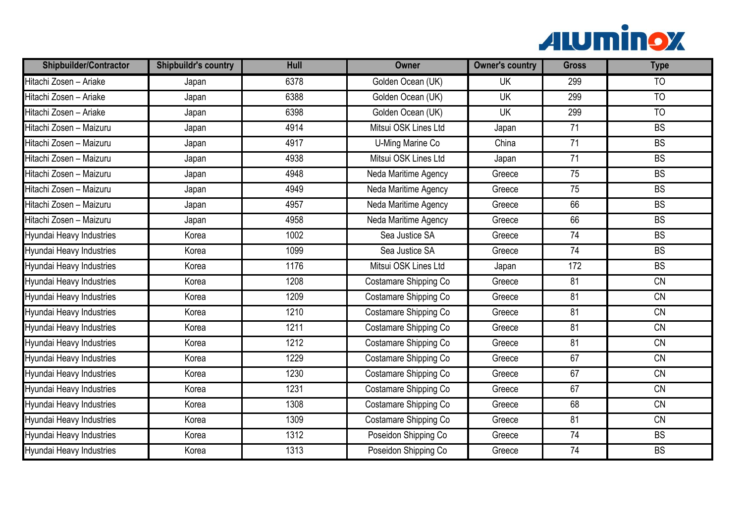| Shipbuilder/Contractor | Shipbuildr's country | Hull | Owner | Owner's country | Gross | Type |
| --- | --- | --- | --- | --- | --- | --- |
| Hitachi Zosen – Ariake | Japan | 6378 | Golden Ocean (UK) | UK | 299 | TO |
| Hitachi Zosen – Ariake | Japan | 6388 | Golden Ocean (UK) | UK | 299 | TO |
| Hitachi Zosen – Ariake | Japan | 6398 | Golden Ocean (UK) | UK | 299 | TO |
| Hitachi Zosen – Maizuru | Japan | 4914 | Mitsui OSK Lines Ltd | Japan | 71 | BS |
| Hitachi Zosen – Maizuru | Japan | 4917 | U-Ming Marine Co | China | 71 | BS |
| Hitachi Zosen – Maizuru | Japan | 4938 | Mitsui OSK Lines Ltd | Japan | 71 | BS |
| Hitachi Zosen – Maizuru | Japan | 4948 | Neda Maritime Agency | Greece | 75 | BS |
| Hitachi Zosen – Maizuru | Japan | 4949 | Neda Maritime Agency | Greece | 75 | BS |
| Hitachi Zosen – Maizuru | Japan | 4957 | Neda Maritime Agency | Greece | 66 | BS |
| Hitachi Zosen – Maizuru | Japan | 4958 | Neda Maritime Agency | Greece | 66 | BS |
| Hyundai Heavy Industries | Korea | 1002 | Sea Justice SA | Greece | 74 | BS |
| Hyundai Heavy Industries | Korea | 1099 | Sea Justice SA | Greece | 74 | BS |
| Hyundai Heavy Industries | Korea | 1176 | Mitsui OSK Lines Ltd | Japan | 172 | BS |
| Hyundai Heavy Industries | Korea | 1208 | Costamare Shipping Co | Greece | 81 | CN |
| Hyundai Heavy Industries | Korea | 1209 | Costamare Shipping Co | Greece | 81 | CN |
| Hyundai Heavy Industries | Korea | 1210 | Costamare Shipping Co | Greece | 81 | CN |
| Hyundai Heavy Industries | Korea | 1211 | Costamare Shipping Co | Greece | 81 | CN |
| Hyundai Heavy Industries | Korea | 1212 | Costamare Shipping Co | Greece | 81 | CN |
| Hyundai Heavy Industries | Korea | 1229 | Costamare Shipping Co | Greece | 67 | CN |
| Hyundai Heavy Industries | Korea | 1230 | Costamare Shipping Co | Greece | 67 | CN |
| Hyundai Heavy Industries | Korea | 1231 | Costamare Shipping Co | Greece | 67 | CN |
| Hyundai Heavy Industries | Korea | 1308 | Costamare Shipping Co | Greece | 68 | CN |
| Hyundai Heavy Industries | Korea | 1309 | Costamare Shipping Co | Greece | 81 | CN |
| Hyundai Heavy Industries | Korea | 1312 | Poseidon Shipping Co | Greece | 74 | BS |
| Hyundai Heavy Industries | Korea | 1313 | Poseidon Shipping Co | Greece | 74 | BS |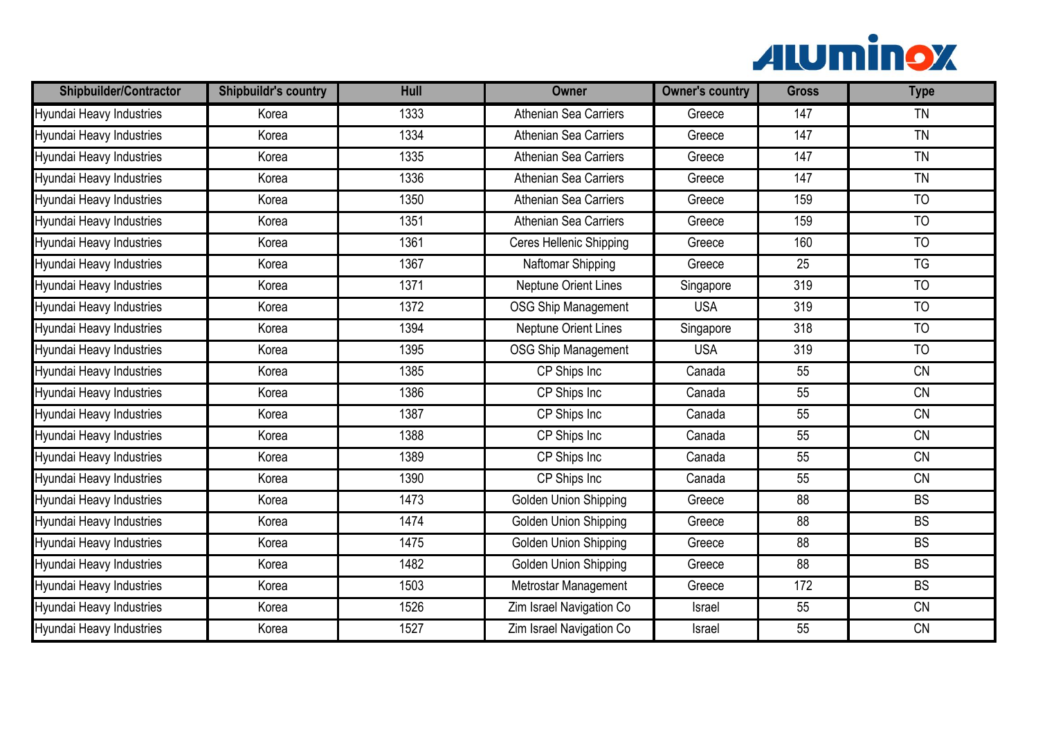| Shipbuilder/Contractor | Shipbuildr's country | Hull | Owner | Owner's country | Gross | Type |
|---|---|---|---|---|---|---|
| Hyundai Heavy Industries | Korea | 1333 | Athenian Sea Carriers | Greece | 147 | TN |
| Hyundai Heavy Industries | Korea | 1334 | Athenian Sea Carriers | Greece | 147 | TN |
| Hyundai Heavy Industries | Korea | 1335 | Athenian Sea Carriers | Greece | 147 | TN |
| Hyundai Heavy Industries | Korea | 1336 | Athenian Sea Carriers | Greece | 147 | TN |
| Hyundai Heavy Industries | Korea | 1350 | Athenian Sea Carriers | Greece | 159 | TO |
| Hyundai Heavy Industries | Korea | 1351 | Athenian Sea Carriers | Greece | 159 | TO |
| Hyundai Heavy Industries | Korea | 1361 | Ceres Hellenic Shipping | Greece | 160 | TO |
| Hyundai Heavy Industries | Korea | 1367 | Naftomar Shipping | Greece | 25 | TG |
| Hyundai Heavy Industries | Korea | 1371 | Neptune Orient Lines | Singapore | 319 | TO |
| Hyundai Heavy Industries | Korea | 1372 | OSG Ship Management | USA | 319 | TO |
| Hyundai Heavy Industries | Korea | 1394 | Neptune Orient Lines | Singapore | 318 | TO |
| Hyundai Heavy Industries | Korea | 1395 | OSG Ship Management | USA | 319 | TO |
| Hyundai Heavy Industries | Korea | 1385 | CP Ships Inc | Canada | 55 | CN |
| Hyundai Heavy Industries | Korea | 1386 | CP Ships Inc | Canada | 55 | CN |
| Hyundai Heavy Industries | Korea | 1387 | CP Ships Inc | Canada | 55 | CN |
| Hyundai Heavy Industries | Korea | 1388 | CP Ships Inc | Canada | 55 | CN |
| Hyundai Heavy Industries | Korea | 1389 | CP Ships Inc | Canada | 55 | CN |
| Hyundai Heavy Industries | Korea | 1390 | CP Ships Inc | Canada | 55 | CN |
| Hyundai Heavy Industries | Korea | 1473 | Golden Union Shipping | Greece | 88 | BS |
| Hyundai Heavy Industries | Korea | 1474 | Golden Union Shipping | Greece | 88 | BS |
| Hyundai Heavy Industries | Korea | 1475 | Golden Union Shipping | Greece | 88 | BS |
| Hyundai Heavy Industries | Korea | 1482 | Golden Union Shipping | Greece | 88 | BS |
| Hyundai Heavy Industries | Korea | 1503 | Metrostar Management | Greece | 172 | BS |
| Hyundai Heavy Industries | Korea | 1526 | Zim Israel Navigation Co | Israel | 55 | CN |
| Hyundai Heavy Industries | Korea | 1527 | Zim Israel Navigation Co | Israel | 55 | CN |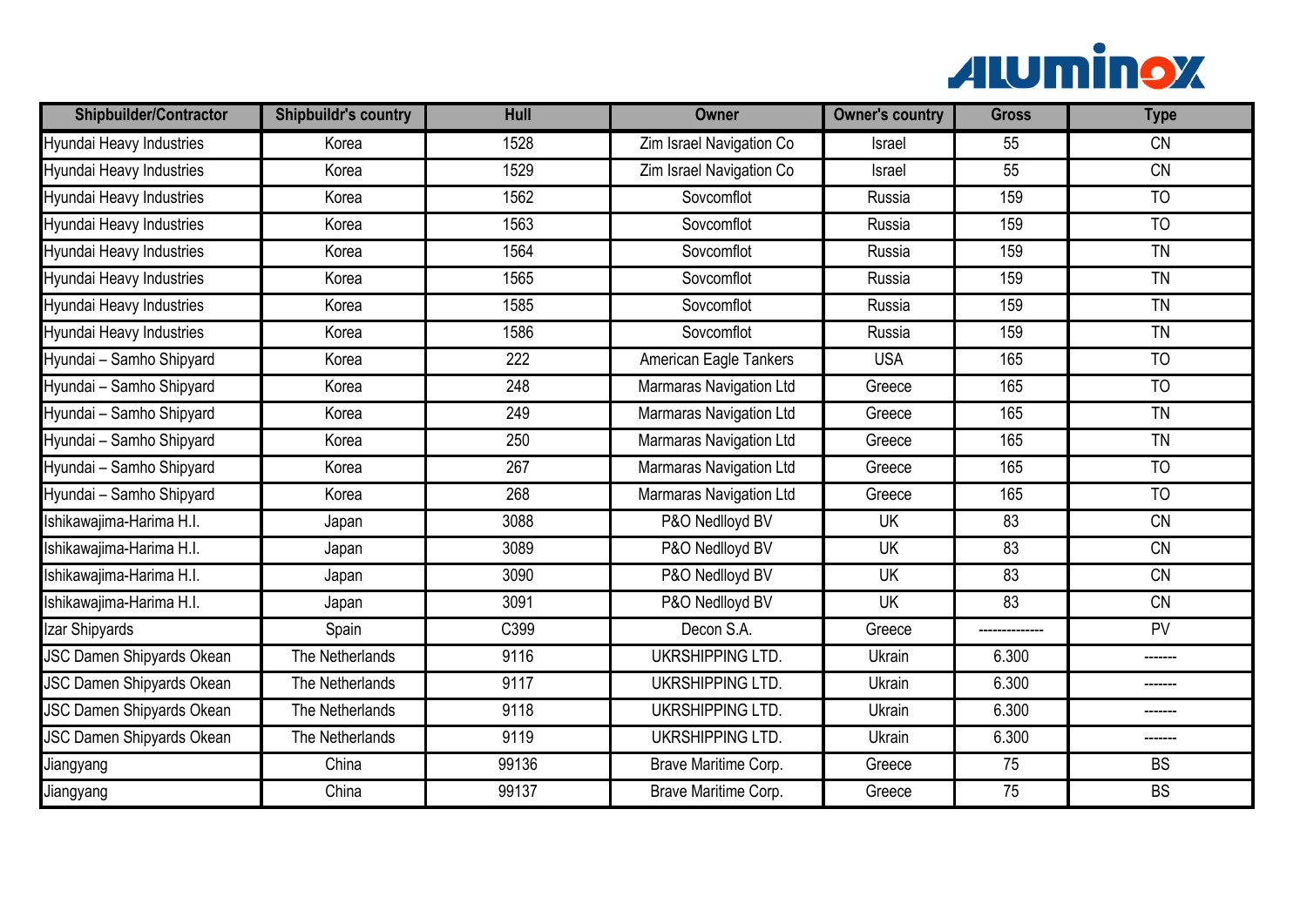| Shipbuilder/Contractor | Shipbuildr's country | Hull | Owner | Owner's country | Gross | Type |
|---|---|---|---|---|---|---|
| Hyundai Heavy Industries | Korea | 1528 | Zim Israel Navigation Co | Israel | 55 | CN |
| Hyundai Heavy Industries | Korea | 1529 | Zim Israel Navigation Co | Israel | 55 | CN |
| Hyundai Heavy Industries | Korea | 1562 | Sovcomflot | Russia | 159 | TO |
| Hyundai Heavy Industries | Korea | 1563 | Sovcomflot | Russia | 159 | TO |
| Hyundai Heavy Industries | Korea | 1564 | Sovcomflot | Russia | 159 | TN |
| Hyundai Heavy Industries | Korea | 1565 | Sovcomflot | Russia | 159 | TN |
| Hyundai Heavy Industries | Korea | 1585 | Sovcomflot | Russia | 159 | TN |
| Hyundai Heavy Industries | Korea | 1586 | Sovcomflot | Russia | 159 | TN |
| Hyundai – Samho Shipyard | Korea | 222 | American Eagle Tankers | USA | 165 | TO |
| Hyundai – Samho Shipyard | Korea | 248 | Marmaras Navigation Ltd | Greece | 165 | TO |
| Hyundai – Samho Shipyard | Korea | 249 | Marmaras Navigation Ltd | Greece | 165 | TN |
| Hyundai – Samho Shipyard | Korea | 250 | Marmaras Navigation Ltd | Greece | 165 | TN |
| Hyundai – Samho Shipyard | Korea | 267 | Marmaras Navigation Ltd | Greece | 165 | TO |
| Hyundai – Samho Shipyard | Korea | 268 | Marmaras Navigation Ltd | Greece | 165 | TO |
| Ishikawajima-Harima H.I. | Japan | 3088 | P&O Nedlloyd BV | UK | 83 | CN |
| Ishikawajima-Harima H.I. | Japan | 3089 | P&O Nedlloyd BV | UK | 83 | CN |
| Ishikawajima-Harima H.I. | Japan | 3090 | P&O Nedlloyd BV | UK | 83 | CN |
| Ishikawajima-Harima H.I. | Japan | 3091 | P&O Nedlloyd BV | UK | 83 | CN |
| Izar Shipyards | Spain | C399 | Decon S.A. | Greece | -------------- | PV |
| JSC Damen Shipyards Okean | The Netherlands | 9116 | UKRSHIPPING LTD. | Ukrain | 6.300 | ------- |
| JSC Damen Shipyards Okean | The Netherlands | 9117 | UKRSHIPPING LTD. | Ukrain | 6.300 | ------- |
| JSC Damen Shipyards Okean | The Netherlands | 9118 | UKRSHIPPING LTD. | Ukrain | 6.300 | ------- |
| JSC Damen Shipyards Okean | The Netherlands | 9119 | UKRSHIPPING LTD. | Ukrain | 6.300 | ------- |
| Jiangyang | China | 99136 | Brave Maritime Corp. | Greece | 75 | BS |
| Jiangyang | China | 99137 | Brave Maritime Corp. | Greece | 75 | BS |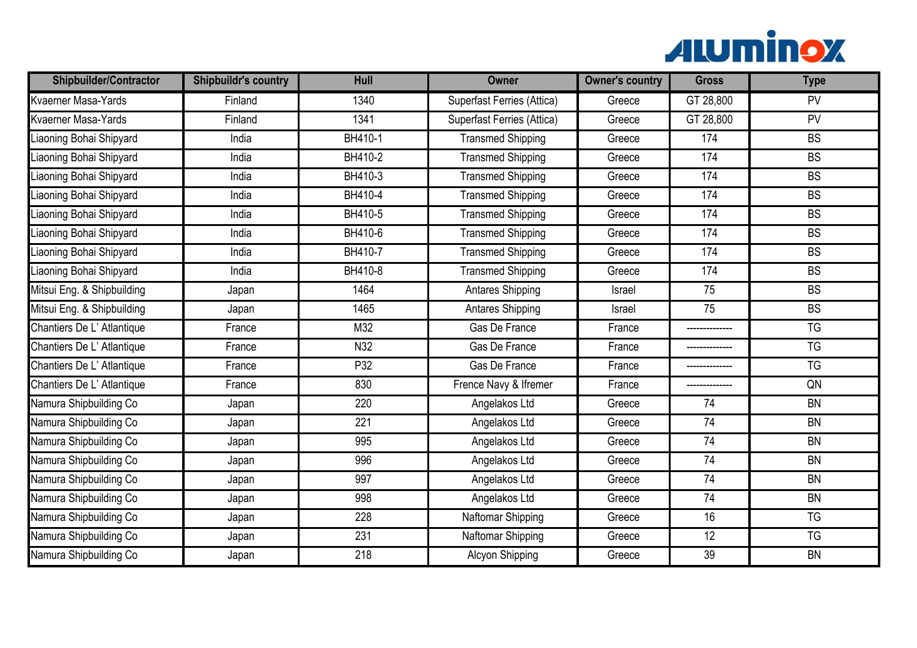| Shipbuilder/Contractor | Shipbuildr's country | Hull | Owner | Owner's country | Gross | Type |
|---|---|---|---|---|---|---|
| Kvaerner Masa-Yards | Finland | 1340 | Superfast Ferries (Attica) | Greece | GT 28,800 | PV |
| Kvaerner Masa-Yards | Finland | 1341 | Superfast Ferries (Attica) | Greece | GT 28,800 | PV |
| Liaoning Bohai Shipyard | India | BH410-1 | Transmed Shipping | Greece | 174 | BS |
| Liaoning Bohai Shipyard | India | BH410-2 | Transmed Shipping | Greece | 174 | BS |
| Liaoning Bohai Shipyard | India | BH410-3 | Transmed Shipping | Greece | 174 | BS |
| Liaoning Bohai Shipyard | India | BH410-4 | Transmed Shipping | Greece | 174 | BS |
| Liaoning Bohai Shipyard | India | BH410-5 | Transmed Shipping | Greece | 174 | BS |
| Liaoning Bohai Shipyard | India | BH410-6 | Transmed Shipping | Greece | 174 | BS |
| Liaoning Bohai Shipyard | India | BH410-7 | Transmed Shipping | Greece | 174 | BS |
| Liaoning Bohai Shipyard | India | BH410-8 | Transmed Shipping | Greece | 174 | BS |
| Mitsui Eng. & Shipbuilding | Japan | 1464 | Antares Shipping | Israel | 75 | BS |
| Mitsui Eng. & Shipbuilding | Japan | 1465 | Antares Shipping | Israel | 75 | BS |
| Chantiers De L' Atlantique | France | M32 | Gas De France | France | -------------- | TG |
| Chantiers De L' Atlantique | France | N32 | Gas De France | France | -------------- | TG |
| Chantiers De L' Atlantique | France | P32 | Gas De France | France | -------------- | TG |
| Chantiers De L' Atlantique | France | 830 | Frence Navy & Ifremer | France | -------------- | QN |
| Namura Shipbuilding Co | Japan | 220 | Angelakos Ltd | Greece | 74 | BN |
| Namura Shipbuilding Co | Japan | 221 | Angelakos Ltd | Greece | 74 | BN |
| Namura Shipbuilding Co | Japan | 995 | Angelakos Ltd | Greece | 74 | BN |
| Namura Shipbuilding Co | Japan | 996 | Angelakos Ltd | Greece | 74 | BN |
| Namura Shipbuilding Co | Japan | 997 | Angelakos Ltd | Greece | 74 | BN |
| Namura Shipbuilding Co | Japan | 998 | Angelakos Ltd | Greece | 74 | BN |
| Namura Shipbuilding Co | Japan | 228 | Naftomar Shipping | Greece | 16 | TG |
| Namura Shipbuilding Co | Japan | 231 | Naftomar Shipping | Greece | 12 | TG |
| Namura Shipbuilding Co | Japan | 218 | Alcyon Shipping | Greece | 39 | BN |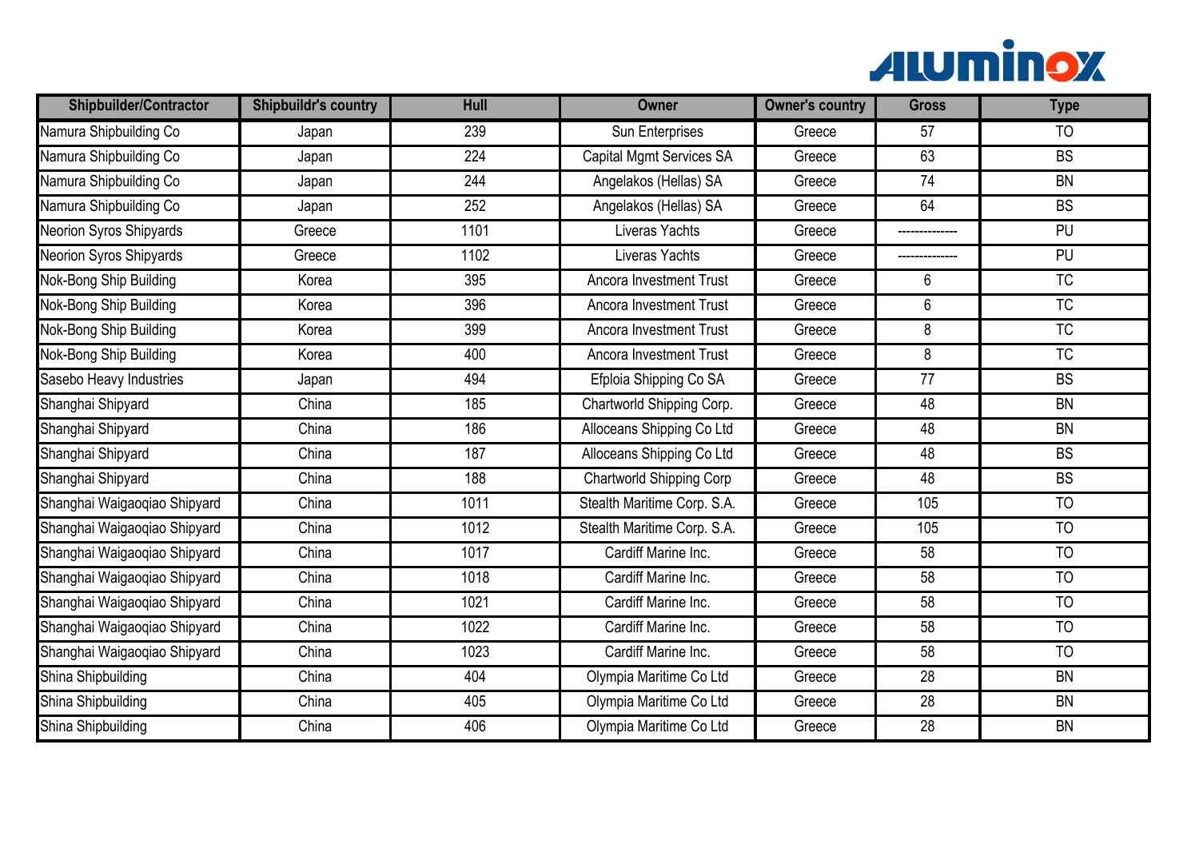| Shipbuilder/Contractor | Shipbuildr's country | Hull | Owner | Owner's country | Gross | Type |
|---|---|---|---|---|---|---|
| Namura Shipbuilding Co | Japan | 239 | Sun Enterprises | Greece | 57 | TO |
| Namura Shipbuilding Co | Japan | 224 | Capital Mgmt Services SA | Greece | 63 | BS |
| Namura Shipbuilding Co | Japan | 244 | Angelakos (Hellas) SA | Greece | 74 | BN |
| Namura Shipbuilding Co | Japan | 252 | Angelakos (Hellas) SA | Greece | 64 | BS |
| Neorion Syros Shipyards | Greece | 1101 | Liveras Yachts | Greece | -------------- | PU |
| Neorion Syros Shipyards | Greece | 1102 | Liveras Yachts | Greece | -------------- | PU |
| Nok-Bong Ship Building | Korea | 395 | Ancora Investment Trust | Greece | 6 | TC |
| Nok-Bong Ship Building | Korea | 396 | Ancora Investment Trust | Greece | 6 | TC |
| Nok-Bong Ship Building | Korea | 399 | Ancora Investment Trust | Greece | 8 | TC |
| Nok-Bong Ship Building | Korea | 400 | Ancora Investment Trust | Greece | 8 | TC |
| Sasebo Heavy Industries | Japan | 494 | Efploia Shipping Co SA | Greece | 77 | BS |
| Shanghai Shipyard | China | 185 | Chartworld Shipping Corp. | Greece | 48 | BN |
| Shanghai Shipyard | China | 186 | Alloceans Shipping Co Ltd | Greece | 48 | BN |
| Shanghai Shipyard | China | 187 | Alloceans Shipping Co Ltd | Greece | 48 | BS |
| Shanghai Shipyard | China | 188 | Chartworld Shipping Corp | Greece | 48 | BS |
| Shanghai Waigaoqiao Shipyard | China | 1011 | Stealth Maritime Corp. S.A. | Greece | 105 | TO |
| Shanghai Waigaoqiao Shipyard | China | 1012 | Stealth Maritime Corp. S.A. | Greece | 105 | TO |
| Shanghai Waigaoqiao Shipyard | China | 1017 | Cardiff Marine Inc. | Greece | 58 | TO |
| Shanghai Waigaoqiao Shipyard | China | 1018 | Cardiff Marine Inc. | Greece | 58 | TO |
| Shanghai Waigaoqiao Shipyard | China | 1021 | Cardiff Marine Inc. | Greece | 58 | TO |
| Shanghai Waigaoqiao Shipyard | China | 1022 | Cardiff Marine Inc. | Greece | 58 | TO |
| Shanghai Waigaoqiao Shipyard | China | 1023 | Cardiff Marine Inc. | Greece | 58 | TO |
| Shina Shipbuilding | China | 404 | Olympia Maritime Co Ltd | Greece | 28 | BN |
| Shina Shipbuilding | China | 405 | Olympia Maritime Co Ltd | Greece | 28 | BN |
| Shina Shipbuilding | China | 406 | Olympia Maritime Co Ltd | Greece | 28 | BN |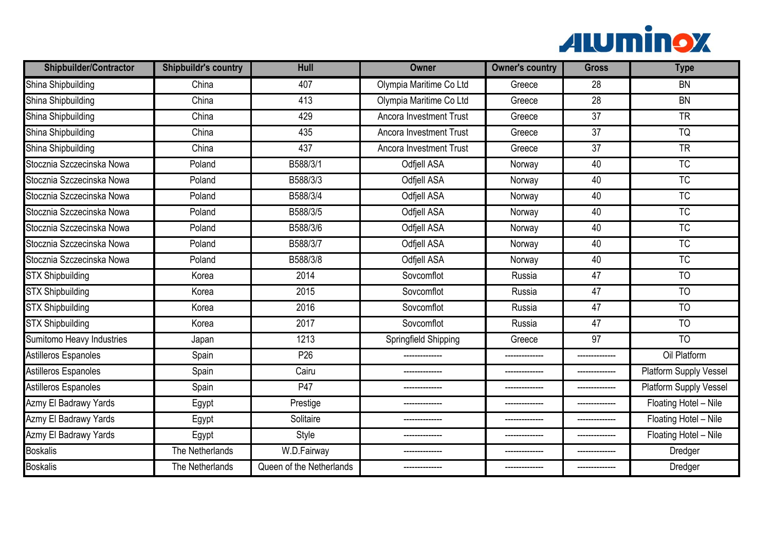| Shipbuilder/Contractor | Shipbuildr's country | Hull | Owner | Owner's country | Gross | Type |
|---|---|---|---|---|---|---|
| Shina Shipbuilding | China | 407 | Olympia Maritime Co Ltd | Greece | 28 | BN |
| Shina Shipbuilding | China | 413 | Olympia Maritime Co Ltd | Greece | 28 | BN |
| Shina Shipbuilding | China | 429 | Ancora Investment Trust | Greece | 37 | TR |
| Shina Shipbuilding | China | 435 | Ancora Investment Trust | Greece | 37 | TQ |
| Shina Shipbuilding | China | 437 | Ancora Investment Trust | Greece | 37 | TR |
| Stocznia Szczecinska Nowa | Poland | B588/3/1 | Odfjell ASA | Norway | 40 | TC |
| Stocznia Szczecinska Nowa | Poland | B588/3/3 | Odfjell ASA | Norway | 40 | TC |
| Stocznia Szczecinska Nowa | Poland | B588/3/4 | Odfjell ASA | Norway | 40 | TC |
| Stocznia Szczecinska Nowa | Poland | B588/3/5 | Odfjell ASA | Norway | 40 | TC |
| Stocznia Szczecinska Nowa | Poland | B588/3/6 | Odfjell ASA | Norway | 40 | TC |
| Stocznia Szczecinska Nowa | Poland | B588/3/7 | Odfjell ASA | Norway | 40 | TC |
| Stocznia Szczecinska Nowa | Poland | B588/3/8 | Odfjell ASA | Norway | 40 | TC |
| STX Shipbuilding | Korea | 2014 | Sovcomflot | Russia | 47 | TO |
| STX Shipbuilding | Korea | 2015 | Sovcomflot | Russia | 47 | TO |
| STX Shipbuilding | Korea | 2016 | Sovcomflot | Russia | 47 | TO |
| STX Shipbuilding | Korea | 2017 | Sovcomflot | Russia | 47 | TO |
| Sumitomo Heavy Industries | Japan | 1213 | Springfield Shipping | Greece | 97 | TO |
| Astilleros Espanoles | Spain | P26 | ------------- | ------------- | ------------- | Oil Platform |
| Astilleros Espanoles | Spain | Cairu | ------------- | ------------- | ------------- | Platform Supply Vessel |
| Astilleros Espanoles | Spain | P47 | ------------- | ------------- | ------------- | Platform Supply Vessel |
| Azmy El Badrawy Yards | Egypt | Prestige | ------------- | ------------- | ------------- | Floating Hotel – Nile |
| Azmy El Badrawy Yards | Egypt | Solitaire | ------------- | ------------- | ------------- | Floating Hotel – Nile |
| Azmy El Badrawy Yards | Egypt | Style | ------------- | ------------- | ------------- | Floating Hotel – Nile |
| Boskalis | The Netherlands | W.D.Fairway | ------------- | ------------- | ------------- | Dredger |
| Boskalis | The Netherlands | Queen of the Netherlands | ------------- | ------------- | ------------- | Dredger |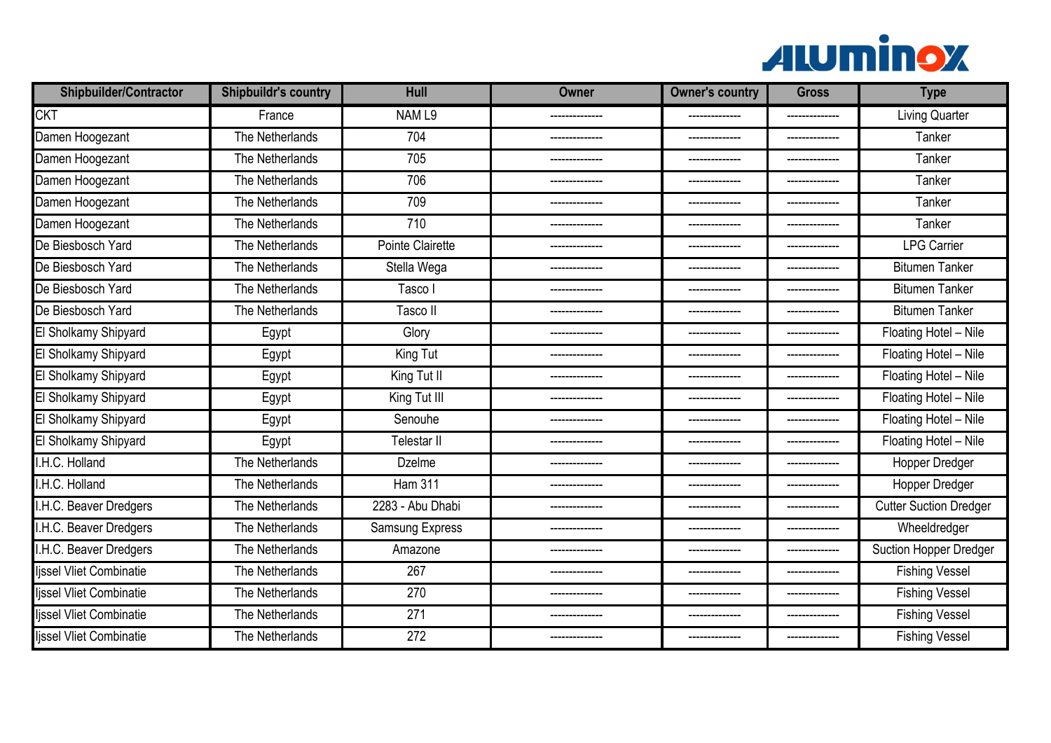| Shipbuilder/Contractor | Shipbuildr's country | Hull | Owner | Owner's country | Gross | Type |
|---|---|---|---|---|---|---|
| CKT | France | NAM L9 | -------------- | -------------- | -------------- | Living Quarter |
| Damen Hoogezant | The Netherlands | 704 | -------------- | -------------- | -------------- | Tanker |
| Damen Hoogezant | The Netherlands | 705 | -------------- | -------------- | -------------- | Tanker |
| Damen Hoogezant | The Netherlands | 706 | -------------- | -------------- | -------------- | Tanker |
| Damen Hoogezant | The Netherlands | 709 | -------------- | -------------- | -------------- | Tanker |
| Damen Hoogezant | The Netherlands | 710 | -------------- | -------------- | -------------- | Tanker |
| De Biesbosch Yard | The Netherlands | Pointe Clairette | -------------- | -------------- | -------------- | LPG Carrier |
| De Biesbosch Yard | The Netherlands | Stella Wega | -------------- | -------------- | -------------- | Bitumen Tanker |
| De Biesbosch Yard | The Netherlands | Tasco I | -------------- | -------------- | -------------- | Bitumen Tanker |
| De Biesbosch Yard | The Netherlands | Tasco II | -------------- | -------------- | -------------- | Bitumen Tanker |
| El Sholkamy Shipyard | Egypt | Glory | -------------- | -------------- | -------------- | Floating Hotel – Nile |
| El Sholkamy Shipyard | Egypt | King Tut | -------------- | -------------- | -------------- | Floating Hotel – Nile |
| El Sholkamy Shipyard | Egypt | King Tut II | -------------- | -------------- | -------------- | Floating Hotel – Nile |
| El Sholkamy Shipyard | Egypt | King Tut III | -------------- | -------------- | -------------- | Floating Hotel – Nile |
| El Sholkamy Shipyard | Egypt | Senouhe | -------------- | -------------- | -------------- | Floating Hotel – Nile |
| El Sholkamy Shipyard | Egypt | Telestar II | -------------- | -------------- | -------------- | Floating Hotel – Nile |
| I.H.C. Holland | The Netherlands | Dzelme | -------------- | -------------- | -------------- | Hopper Dredger |
| I.H.C. Holland | The Netherlands | Ham 311 | -------------- | -------------- | -------------- | Hopper Dredger |
| I.H.C. Beaver Dredgers | The Netherlands | 2283 - Abu Dhabi | -------------- | -------------- | -------------- | Cutter Suction Dredger |
| I.H.C. Beaver Dredgers | The Netherlands | Samsung Express | -------------- | -------------- | -------------- | Wheeldredger |
| I.H.C. Beaver Dredgers | The Netherlands | Amazone | -------------- | -------------- | -------------- | Suction Hopper Dredger |
| Ijssel Vliet Combinatie | The Netherlands | 267 | -------------- | -------------- | -------------- | Fishing Vessel |
| Ijssel Vliet Combinatie | The Netherlands | 270 | -------------- | -------------- | -------------- | Fishing Vessel |
| Ijssel Vliet Combinatie | The Netherlands | 271 | -------------- | -------------- | -------------- | Fishing Vessel |
| Ijssel Vliet Combinatie | The Netherlands | 272 | -------------- | -------------- | -------------- | Fishing Vessel |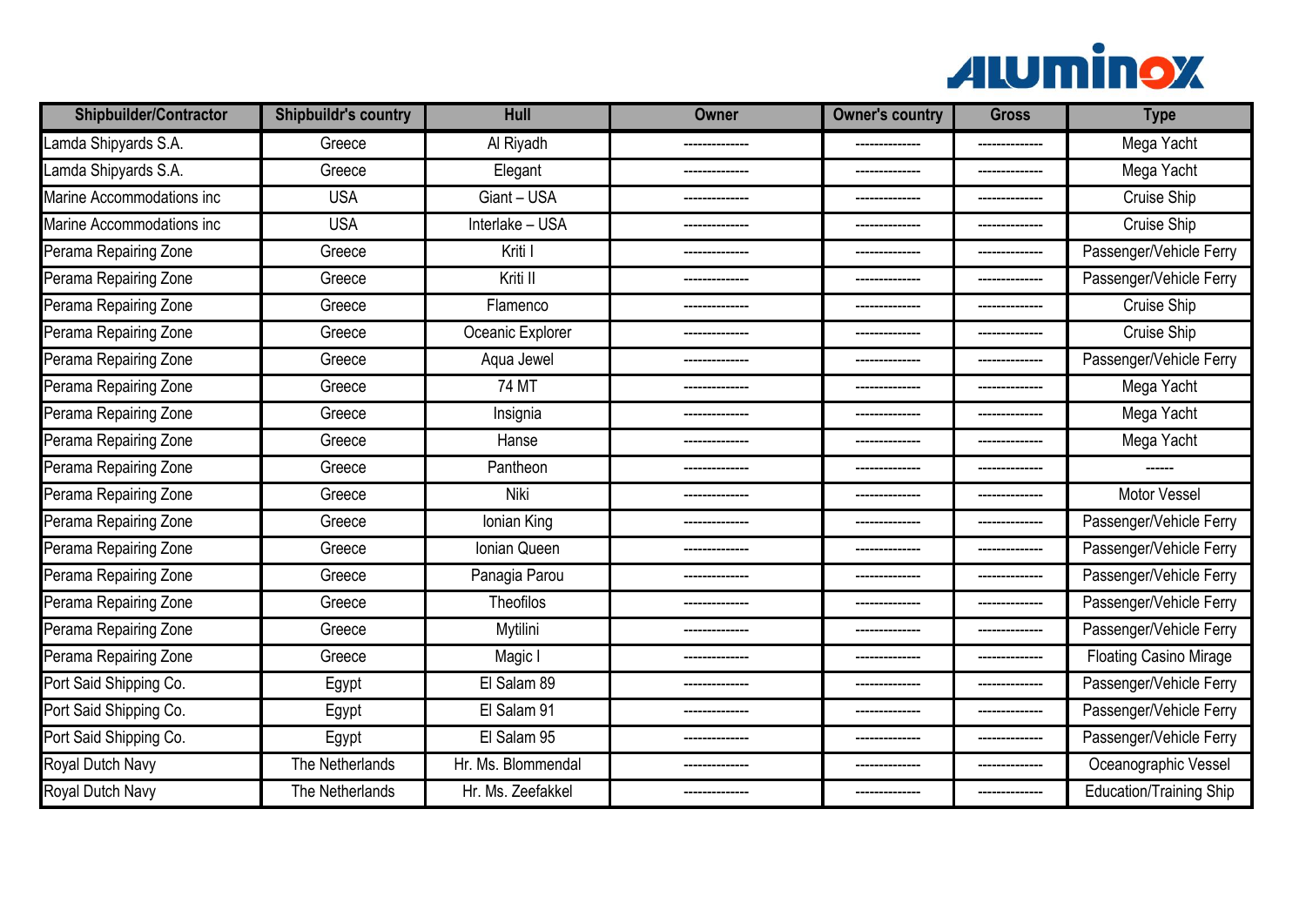| Shipbuilder/Contractor | Shipbuildr's country | Hull | Owner | Owner's country | Gross | Type |
|---|---|---|---|---|---|---|
| Lamda Shipyards S.A. | Greece | Al Riyadh | -------------- | -------------- | -------------- | Mega Yacht |
| Lamda Shipyards S.A. | Greece | Elegant | -------------- | -------------- | -------------- | Mega Yacht |
| Marine Accommodations inc | USA | Giant – USA | -------------- | -------------- | -------------- | Cruise Ship |
| Marine Accommodations inc | USA | Interlake – USA | -------------- | -------------- | -------------- | Cruise Ship |
| Perama Repairing Zone | Greece | Kriti I | -------------- | -------------- | -------------- | Passenger/Vehicle Ferry |
| Perama Repairing Zone | Greece | Kriti II | -------------- | -------------- | -------------- | Passenger/Vehicle Ferry |
| Perama Repairing Zone | Greece | Flamenco | -------------- | -------------- | -------------- | Cruise Ship |
| Perama Repairing Zone | Greece | Oceanic Explorer | -------------- | -------------- | -------------- | Cruise Ship |
| Perama Repairing Zone | Greece | Aqua Jewel | -------------- | -------------- | -------------- | Passenger/Vehicle Ferry |
| Perama Repairing Zone | Greece | 74 MT | -------------- | -------------- | -------------- | Mega Yacht |
| Perama Repairing Zone | Greece | Insignia | -------------- | -------------- | -------------- | Mega Yacht |
| Perama Repairing Zone | Greece | Hanse | -------------- | -------------- | -------------- | Mega Yacht |
| Perama Repairing Zone | Greece | Pantheon | -------------- | -------------- | -------------- | ------ |
| Perama Repairing Zone | Greece | Niki | -------------- | -------------- | -------------- | Motor Vessel |
| Perama Repairing Zone | Greece | Ionian King | -------------- | -------------- | -------------- | Passenger/Vehicle Ferry |
| Perama Repairing Zone | Greece | Ionian Queen | -------------- | -------------- | -------------- | Passenger/Vehicle Ferry |
| Perama Repairing Zone | Greece | Panagia Parou | -------------- | -------------- | -------------- | Passenger/Vehicle Ferry |
| Perama Repairing Zone | Greece | Theofilos | -------------- | -------------- | -------------- | Passenger/Vehicle Ferry |
| Perama Repairing Zone | Greece | Mytilini | -------------- | -------------- | -------------- | Passenger/Vehicle Ferry |
| Perama Repairing Zone | Greece | Magic I | -------------- | -------------- | -------------- | Floating Casino Mirage |
| Port Said Shipping Co. | Egypt | El Salam 89 | -------------- | -------------- | -------------- | Passenger/Vehicle Ferry |
| Port Said Shipping Co. | Egypt | El Salam 91 | -------------- | -------------- | -------------- | Passenger/Vehicle Ferry |
| Port Said Shipping Co. | Egypt | El Salam 95 | -------------- | -------------- | -------------- | Passenger/Vehicle Ferry |
| Royal Dutch Navy | The Netherlands | Hr. Ms. Blommendal | -------------- | -------------- | -------------- | Oceanographic Vessel |
| Royal Dutch Navy | The Netherlands | Hr. Ms. Zeefakkel | -------------- | -------------- | -------------- | Education/Training Ship |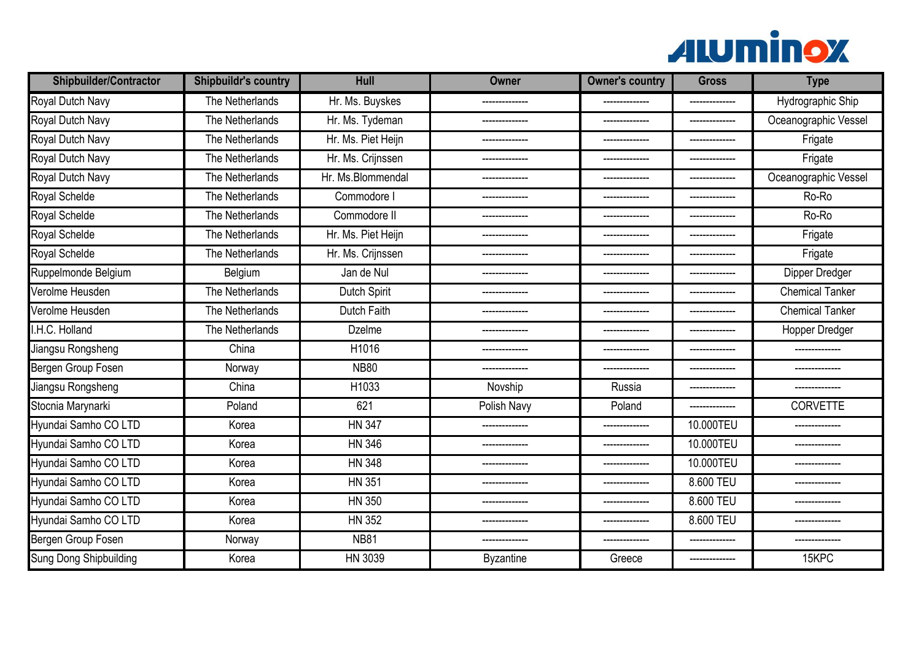| Shipbuilder/Contractor | Shipbuildr's country | Hull | Owner | Owner's country | Gross | Type |
|---|---|---|---|---|---|---|
| Royal Dutch Navy | The Netherlands | Hr. Ms. Buyskes | -------------- | -------------- | -------------- | Hydrographic Ship |
| Royal Dutch Navy | The Netherlands | Hr. Ms. Tydeman | -------------- | -------------- | -------------- | Oceanographic Vessel |
| Royal Dutch Navy | The Netherlands | Hr. Ms. Piet Heijn | -------------- | -------------- | -------------- | Frigate |
| Royal Dutch Navy | The Netherlands | Hr. Ms. Crijnssen | -------------- | -------------- | -------------- | Frigate |
| Royal Dutch Navy | The Netherlands | Hr. Ms.Blommendal | -------------- | -------------- | -------------- | Oceanographic Vessel |
| Royal Schelde | The Netherlands | Commodore I | -------------- | -------------- | -------------- | Ro-Ro |
| Royal Schelde | The Netherlands | Commodore II | -------------- | -------------- | -------------- | Ro-Ro |
| Royal Schelde | The Netherlands | Hr. Ms. Piet Heijn | -------------- | -------------- | -------------- | Frigate |
| Royal Schelde | The Netherlands | Hr. Ms. Crijnssen | -------------- | -------------- | -------------- | Frigate |
| Ruppelmonde Belgium | Belgium | Jan de Nul | -------------- | -------------- | -------------- | Dipper Dredger |
| Verolme Heusden | The Netherlands | Dutch Spirit | -------------- | -------------- | -------------- | Chemical Tanker |
| Verolme Heusden | The Netherlands | Dutch Faith | -------------- | -------------- | -------------- | Chemical Tanker |
| I.H.C. Holland | The Netherlands | Dzelme | -------------- | -------------- | -------------- | Hopper Dredger |
| Jiangsu Rongsheng | China | H1016 | -------------- | -------------- | -------------- | -------------- |
| Bergen Group Fosen | Norway | NB80 | -------------- | -------------- | -------------- | -------------- |
| Jiangsu Rongsheng | China | H1033 | Novship | Russia | -------------- | -------------- |
| Stocnia Marynarki | Poland | 621 | Polish Navy | Poland | -------------- | CORVETTE |
| Hyundai Samho CO LTD | Korea | HN 347 | -------------- | -------------- | 10.000TEU | -------------- |
| Hyundai Samho CO LTD | Korea | HN 346 | -------------- | -------------- | 10.000TEU | -------------- |
| Hyundai Samho CO LTD | Korea | HN 348 | -------------- | -------------- | 10.000TEU | -------------- |
| Hyundai Samho CO LTD | Korea | HN 351 | -------------- | -------------- | 8.600 TEU | -------------- |
| Hyundai Samho CO LTD | Korea | HN 350 | -------------- | -------------- | 8.600 TEU | -------------- |
| Hyundai Samho CO LTD | Korea | HN 352 | -------------- | -------------- | 8.600 TEU | -------------- |
| Bergen Group Fosen | Norway | NB81 | -------------- | -------------- | -------------- | -------------- |
| Sung Dong Shipbuilding | Korea | HN 3039 | Byzantine | Greece | -------------- | 15KPC |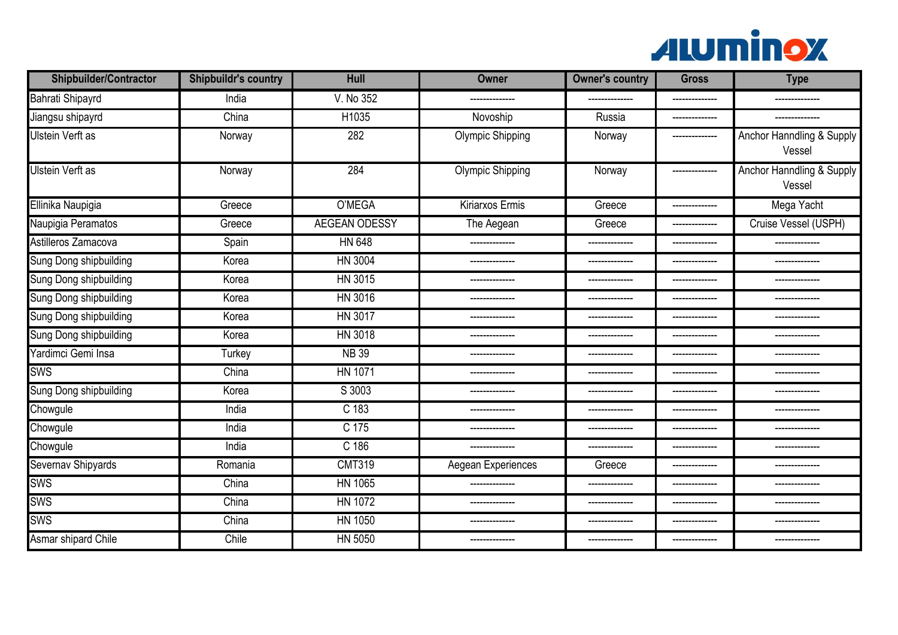| Shipbuilder/Contractor | Shipbuildr's country | Hull | Owner | Owner's country | Gross | Type |
|---|---|---|---|---|---|---|
| Bahrati Shipayrd | India | V. No 352 | -------------- | -------------- | -------------- | -------------- |
| Jiangsu shipayrd | China | H1035 | Novoship | Russia | -------------- | -------------- |
| Ulstein Verft as | Norway | 282 | Olympic Shipping | Norway | -------------- | Anchor Hanndling & Supply Vessel |
| Ulstein Verft as | Norway | 284 | Olympic Shipping | Norway | -------------- | Anchor Hanndling & Supply Vessel |
| Ellinika Naupigia | Greece | O'MEGA | Kiriarxos Ermis | Greece | -------------- | Mega Yacht |
| Naupigia Peramatos | Greece | AEGEAN ODESSY | The Aegean | Greece | -------------- | Cruise Vessel (USPH) |
| Astilleros Zamacova | Spain | HN 648 | -------------- | -------------- | -------------- | -------------- |
| Sung Dong shipbuilding | Korea | HN 3004 | -------------- | -------------- | -------------- | -------------- |
| Sung Dong shipbuilding | Korea | HN 3015 | -------------- | -------------- | -------------- | -------------- |
| Sung Dong shipbuilding | Korea | HN 3016 | -------------- | -------------- | -------------- | -------------- |
| Sung Dong shipbuilding | Korea | HN 3017 | -------------- | -------------- | -------------- | -------------- |
| Sung Dong shipbuilding | Korea | HN 3018 | -------------- | -------------- | -------------- | -------------- |
| Yardimci Gemi Insa | Turkey | NB 39 | -------------- | -------------- | -------------- | -------------- |
| SWS | China | HN 1071 | -------------- | -------------- | -------------- | -------------- |
| Sung Dong shipbuilding | Korea | S 3003 | -------------- | -------------- | -------------- | -------------- |
| Chowgule | India | C 183 | -------------- | -------------- | -------------- | -------------- |
| Chowgule | India | C 175 | -------------- | -------------- | -------------- | -------------- |
| Chowgule | India | C 186 | -------------- | -------------- | -------------- | -------------- |
| Severnav Shipyards | Romania | CMT319 | Aegean Experiences | Greece | -------------- | -------------- |
| SWS | China | HN 1065 | -------------- | -------------- | -------------- | -------------- |
| SWS | China | HN 1072 | -------------- | -------------- | -------------- | -------------- |
| SWS | China | HN 1050 | -------------- | -------------- | -------------- | -------------- |
| Asmar shipard Chile | Chile | HN 5050 | -------------- | -------------- | -------------- | -------------- |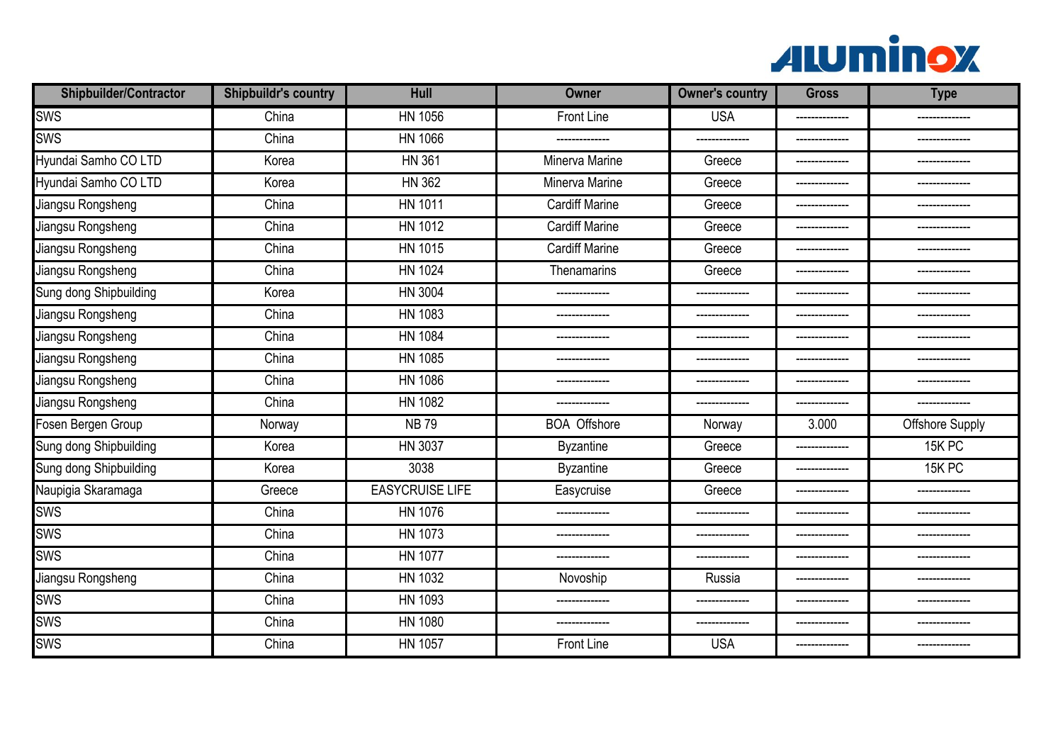| Shipbuilder/Contractor | Shipbuildr's country | Hull | Owner | Owner's country | Gross | Type |
|---|---|---|---|---|---|---|
| SWS | China | HN 1056 | Front Line | USA | -------------- | -------------- |
| SWS | China | HN 1066 | -------------- | -------------- | -------------- | -------------- |
| Hyundai Samho CO LTD | Korea | HN 361 | Minerva Marine | Greece | -------------- | -------------- |
| Hyundai Samho CO LTD | Korea | HN 362 | Minerva Marine | Greece | -------------- | -------------- |
| Jiangsu Rongsheng | China | HN 1011 | Cardiff Marine | Greece | -------------- | -------------- |
| Jiangsu Rongsheng | China | HN 1012 | Cardiff Marine | Greece | -------------- | -------------- |
| Jiangsu Rongsheng | China | HN 1015 | Cardiff Marine | Greece | -------------- | -------------- |
| Jiangsu Rongsheng | China | HN 1024 | Thenamarins | Greece | -------------- | -------------- |
| Sung dong Shipbuilding | Korea | HN 3004 | -------------- | -------------- | -------------- | -------------- |
| Jiangsu Rongsheng | China | HN 1083 | -------------- | -------------- | -------------- | -------------- |
| Jiangsu Rongsheng | China | HN 1084 | -------------- | -------------- | -------------- | -------------- |
| Jiangsu Rongsheng | China | HN 1085 | -------------- | -------------- | -------------- | -------------- |
| Jiangsu Rongsheng | China | HN 1086 | -------------- | -------------- | -------------- | -------------- |
| Jiangsu Rongsheng | China | HN 1082 | -------------- | -------------- | -------------- | -------------- |
| Fosen Bergen Group | Norway | NB 79 | BOA Offshore | Norway | 3.000 | Offshore Supply |
| Sung dong Shipbuilding | Korea | HN 3037 | Byzantine | Greece | -------------- | 15K PC |
| Sung dong Shipbuilding | Korea | 3038 | Byzantine | Greece | -------------- | 15K PC |
| Naupigia Skaramaga | Greece | EASYCRUISE LIFE | Easycruise | Greece | -------------- | -------------- |
| SWS | China | HN 1076 | -------------- | -------------- | -------------- | -------------- |
| SWS | China | HN 1073 | -------------- | -------------- | -------------- | -------------- |
| SWS | China | HN 1077 | -------------- | -------------- | -------------- | -------------- |
| Jiangsu Rongsheng | China | HN 1032 | Novoship | Russia | -------------- | -------------- |
| SWS | China | HN 1093 | -------------- | -------------- | -------------- | -------------- |
| SWS | China | HN 1080 | -------------- | -------------- | -------------- | -------------- |
| SWS | China | HN 1057 | Front Line | USA | -------------- | -------------- |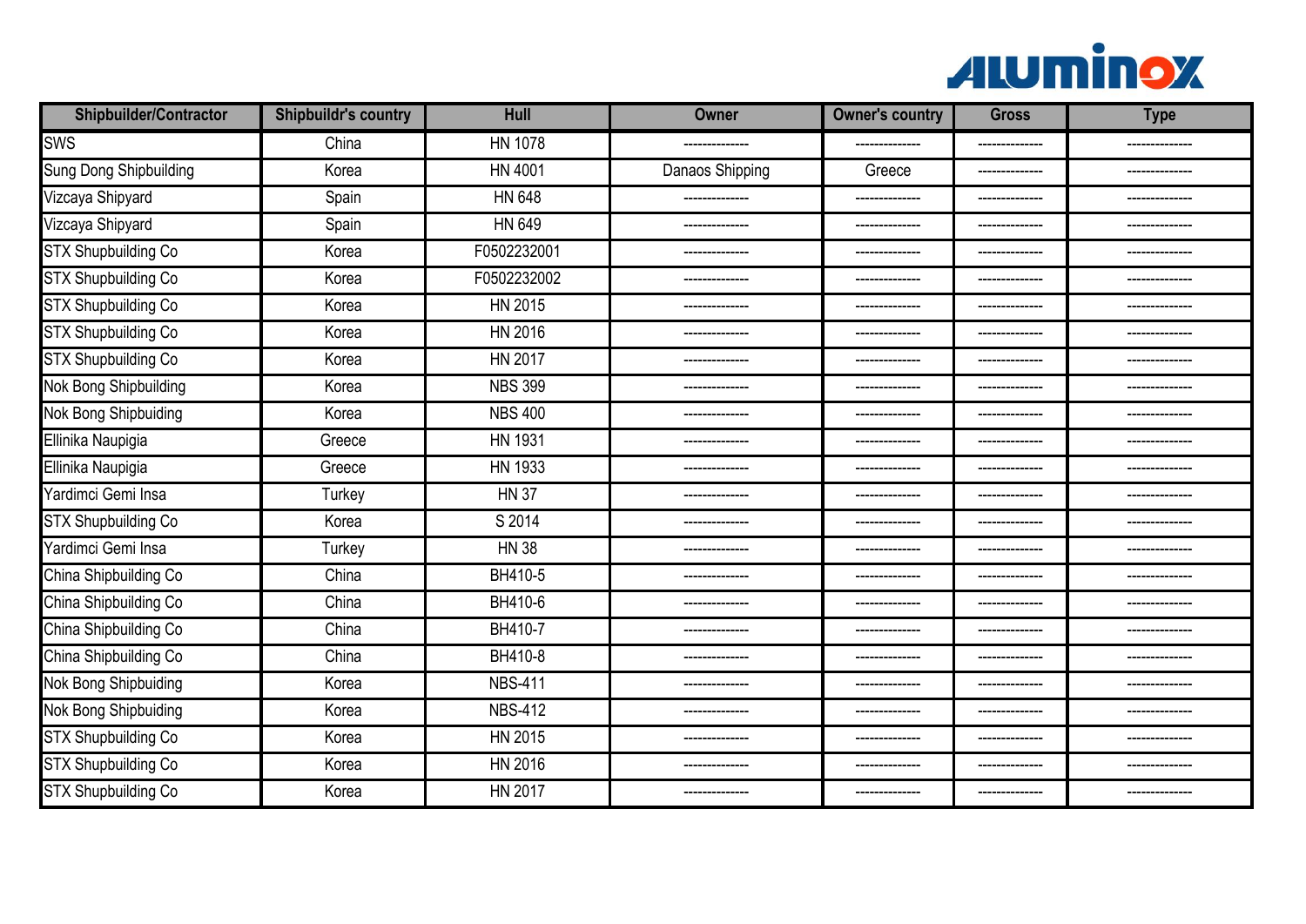| Shipbuilder/Contractor | Shipbuildr's country | Hull | Owner | Owner's country | Gross | Type |
|---|---|---|---|---|---|---|
| SWS | China | HN 1078 | -------------- | -------------- | -------------- | -------------- |
| Sung Dong Shipbuilding | Korea | HN 4001 | Danaos Shipping | Greece | -------------- | -------------- |
| Vizcaya Shipyard | Spain | HN 648 | -------------- | -------------- | -------------- | -------------- |
| Vizcaya Shipyard | Spain | HN 649 | -------------- | -------------- | -------------- | -------------- |
| STX Shupbuilding Co | Korea | F0502232001 | -------------- | -------------- | -------------- | -------------- |
| STX Shupbuilding Co | Korea | F0502232002 | -------------- | -------------- | -------------- | -------------- |
| STX Shupbuilding Co | Korea | HN 2015 | -------------- | -------------- | -------------- | -------------- |
| STX Shupbuilding Co | Korea | HN 2016 | -------------- | -------------- | -------------- | -------------- |
| STX Shupbuilding Co | Korea | HN 2017 | -------------- | -------------- | -------------- | -------------- |
| Nok Bong Shipbuilding | Korea | NBS 399 | -------------- | -------------- | -------------- | -------------- |
| Nok Bong Shipbuiding | Korea | NBS 400 | -------------- | -------------- | -------------- | -------------- |
| Ellinika Naupigia | Greece | HN 1931 | -------------- | -------------- | -------------- | -------------- |
| Ellinika Naupigia | Greece | HN 1933 | -------------- | -------------- | -------------- | -------------- |
| Yardimci Gemi Insa | Turkey | HN 37 | -------------- | -------------- | -------------- | -------------- |
| STX Shupbuilding Co | Korea | S 2014 | -------------- | -------------- | -------------- | -------------- |
| Yardimci Gemi Insa | Turkey | HN 38 | -------------- | -------------- | -------------- | -------------- |
| China Shipbuilding Co | China | BH410-5 | -------------- | -------------- | -------------- | -------------- |
| China Shipbuilding Co | China | BH410-6 | -------------- | -------------- | -------------- | -------------- |
| China Shipbuilding Co | China | BH410-7 | -------------- | -------------- | -------------- | -------------- |
| China Shipbuilding Co | China | BH410-8 | -------------- | -------------- | -------------- | -------------- |
| Nok Bong Shipbuiding | Korea | NBS-411 | -------------- | -------------- | -------------- | -------------- |
| Nok Bong Shipbuiding | Korea | NBS-412 | -------------- | -------------- | -------------- | -------------- |
| STX Shupbuilding Co | Korea | HN 2015 | -------------- | -------------- | -------------- | -------------- |
| STX Shupbuilding Co | Korea | HN 2016 | -------------- | -------------- | -------------- | -------------- |
| STX Shupbuilding Co | Korea | HN 2017 | -------------- | -------------- | -------------- | -------------- |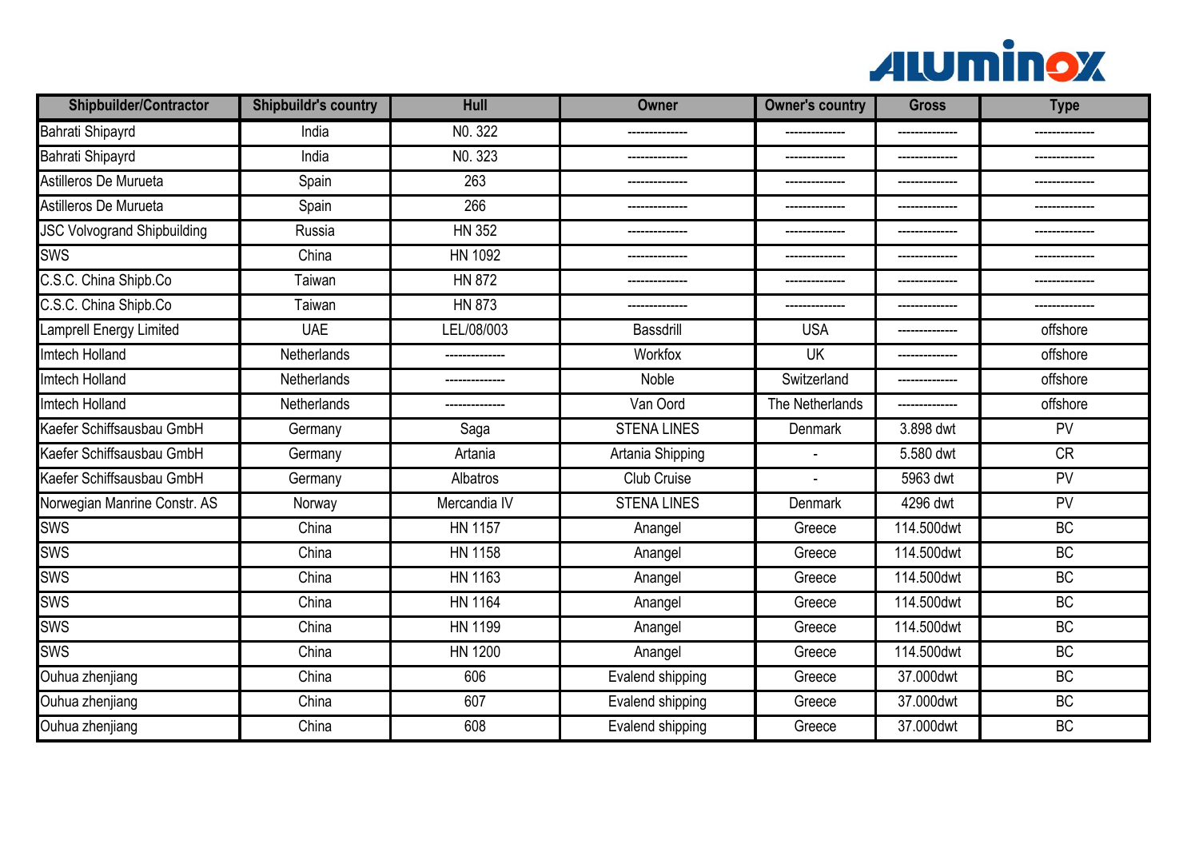| Shipbuilder/Contractor | Shipbuildr's country | Hull | Owner | Owner's country | Gross | Type |
|---|---|---|---|---|---|---|
| Bahrati Shipayrd | India | N0. 322 | -------------- | -------------- | -------------- | -------------- |
| Bahrati Shipayrd | India | N0. 323 | -------------- | -------------- | -------------- | -------------- |
| Astilleros De Murueta | Spain | 263 | -------------- | -------------- | -------------- | -------------- |
| Astilleros De Murueta | Spain | 266 | -------------- | -------------- | -------------- | -------------- |
| JSC Volvogrand Shipbuilding | Russia | HN 352 | -------------- | -------------- | -------------- | -------------- |
| SWS | China | HN 1092 | -------------- | -------------- | -------------- | -------------- |
| C.S.C. China Shipb.Co | Taiwan | HN 872 | -------------- | -------------- | -------------- | -------------- |
| C.S.C. China Shipb.Co | Taiwan | HN 873 | -------------- | -------------- | -------------- | -------------- |
| Lamprell Energy Limited | UAE | LEL/08/003 | Bassdrill | USA | -------------- | offshore |
| Imtech Holland | Netherlands | -------------- | Workfox | UK | -------------- | offshore |
| Imtech Holland | Netherlands | -------------- | Noble | Switzerland | -------------- | offshore |
| Imtech Holland | Netherlands | -------------- | Van Oord | The Netherlands | -------------- | offshore |
| Kaefer Schiffsausbau GmbH | Germany | Saga | STENA LINES | Denmark | 3.898 dwt | PV |
| Kaefer Schiffsausbau GmbH | Germany | Artania | Artania Shipping | - | 5.580 dwt | CR |
| Kaefer Schiffsausbau GmbH | Germany | Albatros | Club Cruise | - | 5963 dwt | PV |
| Norwegian Manrine Constr. AS | Norway | Mercandia IV | STENA LINES | Denmark | 4296 dwt | PV |
| SWS | China | HN 1157 | Anangel | Greece | 114.500dwt | BC |
| SWS | China | HN 1158 | Anangel | Greece | 114.500dwt | BC |
| SWS | China | HN 1163 | Anangel | Greece | 114.500dwt | BC |
| SWS | China | HN 1164 | Anangel | Greece | 114.500dwt | BC |
| SWS | China | HN 1199 | Anangel | Greece | 114.500dwt | BC |
| SWS | China | HN 1200 | Anangel | Greece | 114.500dwt | BC |
| Ouhua zhenjiang | China | 606 | Evalend shipping | Greece | 37.000dwt | BC |
| Ouhua zhenjiang | China | 607 | Evalend shipping | Greece | 37.000dwt | BC |
| Ouhua zhenjiang | China | 608 | Evalend shipping | Greece | 37.000dwt | BC |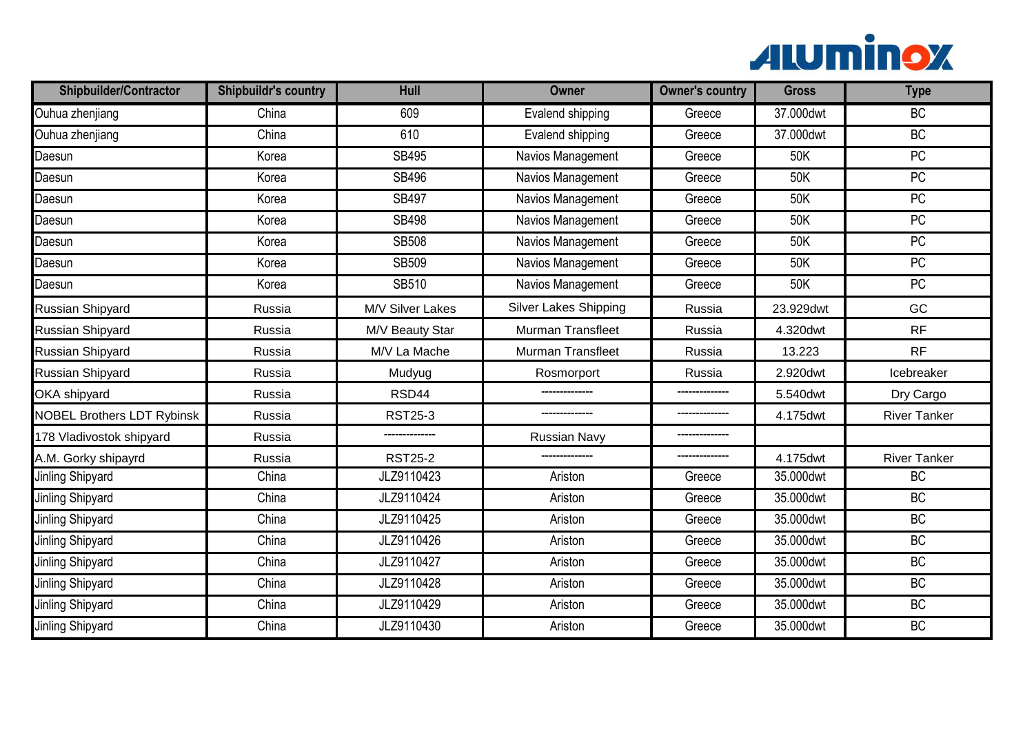| Shipbuilder/Contractor | Shipbuildr's country | Hull | Owner | Owner's country | Gross | Type |
|---|---|---|---|---|---|---|
| Ouhua zhenjiang | China | 609 | Evalend shipping | Greece | 37.000dwt | BC |
| Ouhua zhenjiang | China | 610 | Evalend shipping | Greece | 37.000dwt | BC |
| Daesun | Korea | SB495 | Navios Management | Greece | 50K | PC |
| Daesun | Korea | SB496 | Navios Management | Greece | 50K | PC |
| Daesun | Korea | SB497 | Navios Management | Greece | 50K | PC |
| Daesun | Korea | SB498 | Navios Management | Greece | 50K | PC |
| Daesun | Korea | SB508 | Navios Management | Greece | 50K | PC |
| Daesun | Korea | SB509 | Navios Management | Greece | 50K | PC |
| Daesun | Korea | SB510 | Navios Management | Greece | 50K | PC |
| Russian Shipyard | Russia | M/V Silver Lakes | Silver Lakes Shipping | Russia | 23.929dwt | GC |
| Russian Shipyard | Russia | M/V Beauty Star | Murman Transfleet | Russia | 4.320dwt | RF |
| Russian Shipyard | Russia | M/V La Mache | Murman Transfleet | Russia | 13.223 | RF |
| Russian Shipyard | Russia | Mudyug | Rosmorport | Russia | 2.920dwt | Icebreaker |
| OKA shipyard | Russia | RSD44 | -------------- | -------------- | 5.540dwt | Dry Cargo |
| NOBEL Brothers LDT Rybinsk | Russia | RST25-3 | -------------- | -------------- | 4.175dwt | River Tanker |
| 178 Vladivostok shipyard | Russia | -------------- | Russian Navy | -------------- | | |
| A.M. Gorky shipayrd | Russia | RST25-2 | -------------- | -------------- | 4.175dwt | River Tanker |
| Jinling Shipyard | China | JLZ9110423 | Ariston | Greece | 35.000dwt | BC |
| Jinling Shipyard | China | JLZ9110424 | Ariston | Greece | 35.000dwt | BC |
| Jinling Shipyard | China | JLZ9110425 | Ariston | Greece | 35.000dwt | BC |
| Jinling Shipyard | China | JLZ9110426 | Ariston | Greece | 35.000dwt | BC |
| Jinling Shipyard | China | JLZ9110427 | Ariston | Greece | 35.000dwt | BC |
| Jinling Shipyard | China | JLZ9110428 | Ariston | Greece | 35.000dwt | BC |
| Jinling Shipyard | China | JLZ9110429 | Ariston | Greece | 35.000dwt | BC |
| Jinling Shipyard | China | JLZ9110430 | Ariston | Greece | 35.000dwt | BC |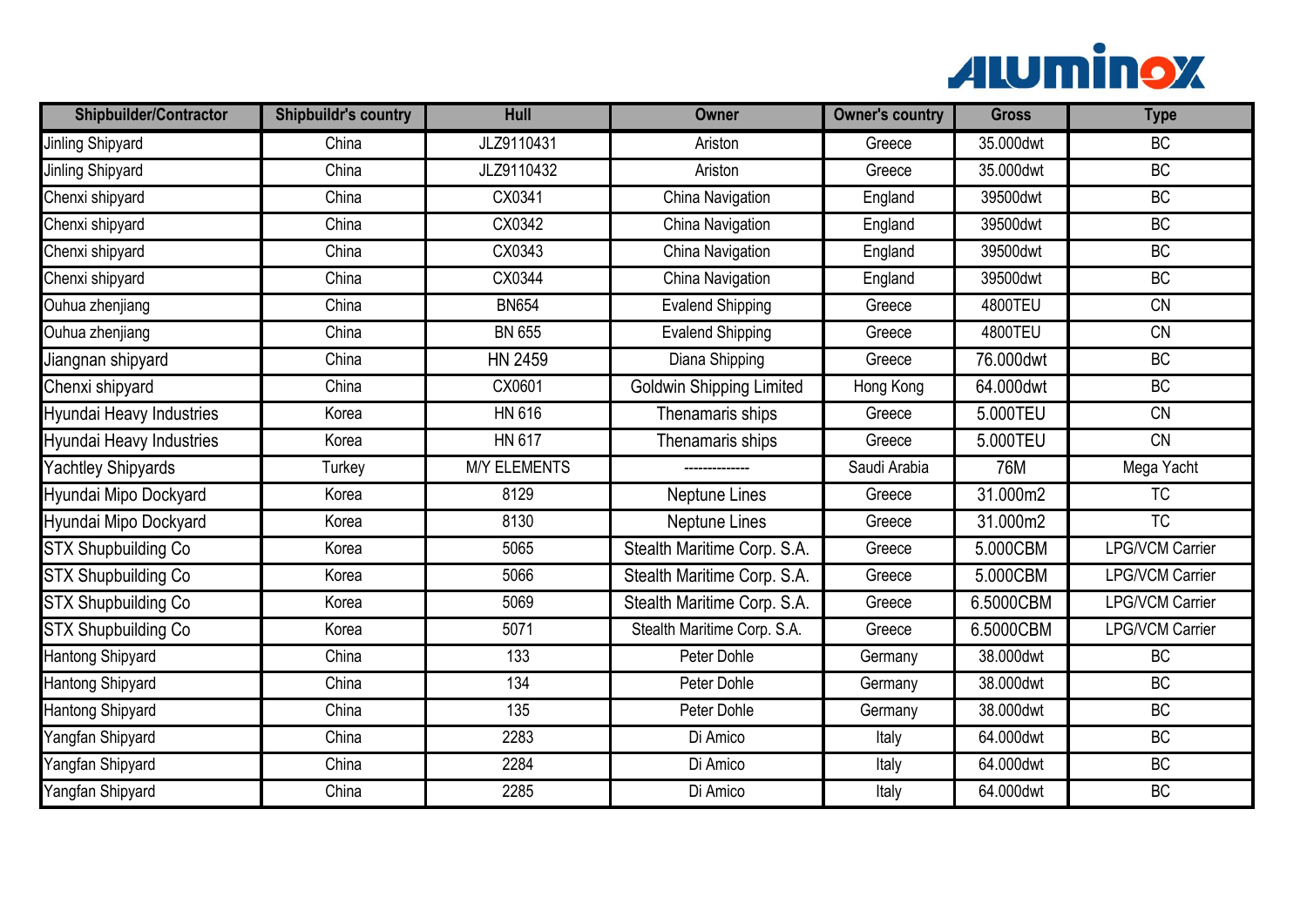| Shipbuilder/Contractor | Shipbuildr's country | Hull | Owner | Owner's country | Gross | Type |
| --- | --- | --- | --- | --- | --- | --- |
| Jinling Shipyard | China | JLZ9110431 | Ariston | Greece | 35.000dwt | BC |
| Jinling Shipyard | China | JLZ9110432 | Ariston | Greece | 35.000dwt | BC |
| Chenxi shipyard | China | CX0341 | China Navigation | England | 39500dwt | BC |
| Chenxi shipyard | China | CX0342 | China Navigation | England | 39500dwt | BC |
| Chenxi shipyard | China | CX0343 | China Navigation | England | 39500dwt | BC |
| Chenxi shipyard | China | CX0344 | China Navigation | England | 39500dwt | BC |
| Ouhua zhenjiang | China | BN654 | Evalend Shipping | Greece | 4800TEU | CN |
| Ouhua zhenjiang | China | BN 655 | Evalend Shipping | Greece | 4800TEU | CN |
| Jiangnan shipyard | China | HN 2459 | Diana Shipping | Greece | 76.000dwt | BC |
| Chenxi shipyard | China | CX0601 | Goldwin Shipping Limited | Hong Kong | 64.000dwt | BC |
| Hyundai Heavy Industries | Korea | HN 616 | Thenamaris ships | Greece | 5.000TEU | CN |
| Hyundai Heavy Industries | Korea | HN 617 | Thenamaris ships | Greece | 5.000TEU | CN |
| Yachtley Shipyards | Turkey | M/Y ELEMENTS | -------------- | Saudi Arabia | 76M | Mega Yacht |
| Hyundai Mipo Dockyard | Korea | 8129 | Neptune Lines | Greece | 31.000m2 | TC |
| Hyundai Mipo Dockyard | Korea | 8130 | Neptune Lines | Greece | 31.000m2 | TC |
| STX Shupbuilding Co | Korea | 5065 | Stealth Maritime Corp. S.A. | Greece | 5.000CBM | LPG/VCM Carrier |
| STX Shupbuilding Co | Korea | 5066 | Stealth Maritime Corp. S.A. | Greece | 5.000CBM | LPG/VCM Carrier |
| STX Shupbuilding Co | Korea | 5069 | Stealth Maritime Corp. S.A. | Greece | 6.5000CBM | LPG/VCM Carrier |
| STX Shupbuilding Co | Korea | 5071 | Stealth Maritime Corp. S.A. | Greece | 6.5000CBM | LPG/VCM Carrier |
| Hantong Shipyard | China | 133 | Peter Dohle | Germany | 38.000dwt | BC |
| Hantong Shipyard | China | 134 | Peter Dohle | Germany | 38.000dwt | BC |
| Hantong Shipyard | China | 135 | Peter Dohle | Germany | 38.000dwt | BC |
| Yangfan Shipyard | China | 2283 | Di Amico | Italy | 64.000dwt | BC |
| Yangfan Shipyard | China | 2284 | Di Amico | Italy | 64.000dwt | BC |
| Yangfan Shipyard | China | 2285 | Di Amico | Italy | 64.000dwt | BC |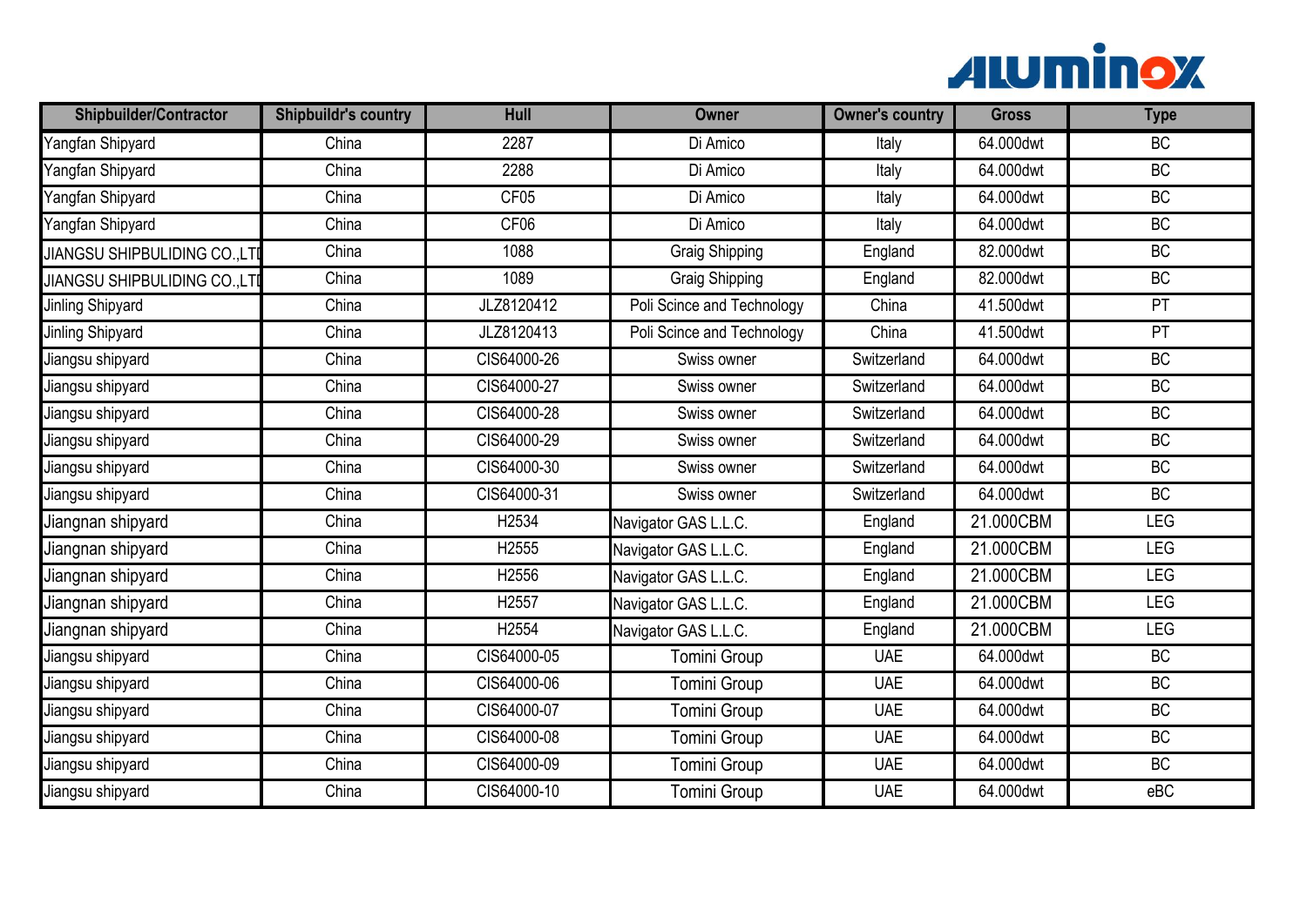ALUMINOX

| Shipbuilder/Contractor | Shipbuildr's country | Hull | Owner | Owner's country | Gross | Type |
|---|---|---|---|---|---|---|
| Yangfan Shipyard | China | 2287 | Di Amico | Italy | 64.000dwt | BC |
| Yangfan Shipyard | China | 2288 | Di Amico | Italy | 64.000dwt | BC |
| Yangfan Shipyard | China | CF05 | Di Amico | Italy | 64.000dwt | BC |
| Yangfan Shipyard | China | CF06 | Di Amico | Italy | 64.000dwt | BC |
| JIANGSU SHIPBULIDING CO.,LTI | China | 1088 | Graig Shipping | England | 82.000dwt | BC |
| JIANGSU SHIPBULIDING CO.,LTI | China | 1089 | Graig Shipping | England | 82.000dwt | BC |
| Jinling Shipyard | China | JLZ8120412 | Poli Scince and Technology | China | 41.500dwt | PT |
| Jinling Shipyard | China | JLZ8120413 | Poli Scince and Technology | China | 41.500dwt | PT |
| Jiangsu shipyard | China | CIS64000-26 | Swiss owner | Switzerland | 64.000dwt | BC |
| Jiangsu shipyard | China | CIS64000-27 | Swiss owner | Switzerland | 64.000dwt | BC |
| Jiangsu shipyard | China | CIS64000-28 | Swiss owner | Switzerland | 64.000dwt | BC |
| Jiangsu shipyard | China | CIS64000-29 | Swiss owner | Switzerland | 64.000dwt | BC |
| Jiangsu shipyard | China | CIS64000-30 | Swiss owner | Switzerland | 64.000dwt | BC |
| Jiangsu shipyard | China | CIS64000-31 | Swiss owner | Switzerland | 64.000dwt | BC |
| Jiangnan shipyard | China | H2534 | Navigator GAS L.L.C. | England | 21.000CBM | LEG |
| Jiangnan shipyard | China | H2555 | Navigator GAS L.L.C. | England | 21.000CBM | LEG |
| Jiangnan shipyard | China | H2556 | Navigator GAS L.L.C. | England | 21.000CBM | LEG |
| Jiangnan shipyard | China | H2557 | Navigator GAS L.L.C. | England | 21.000CBM | LEG |
| Jiangnan shipyard | China | H2554 | Navigator GAS L.L.C. | England | 21.000CBM | LEG |
| Jiangsu shipyard | China | CIS64000-05 | Tomini Group | UAE | 64.000dwt | BC |
| Jiangsu shipyard | China | CIS64000-06 | Tomini Group | UAE | 64.000dwt | BC |
| Jiangsu shipyard | China | CIS64000-07 | Tomini Group | UAE | 64.000dwt | BC |
| Jiangsu shipyard | China | CIS64000-08 | Tomini Group | UAE | 64.000dwt | BC |
| Jiangsu shipyard | China | CIS64000-09 | Tomini Group | UAE | 64.000dwt | BC |
| Jiangsu shipyard | China | CIS64000-10 | Tomini Group | UAE | 64.000dwt | eBC |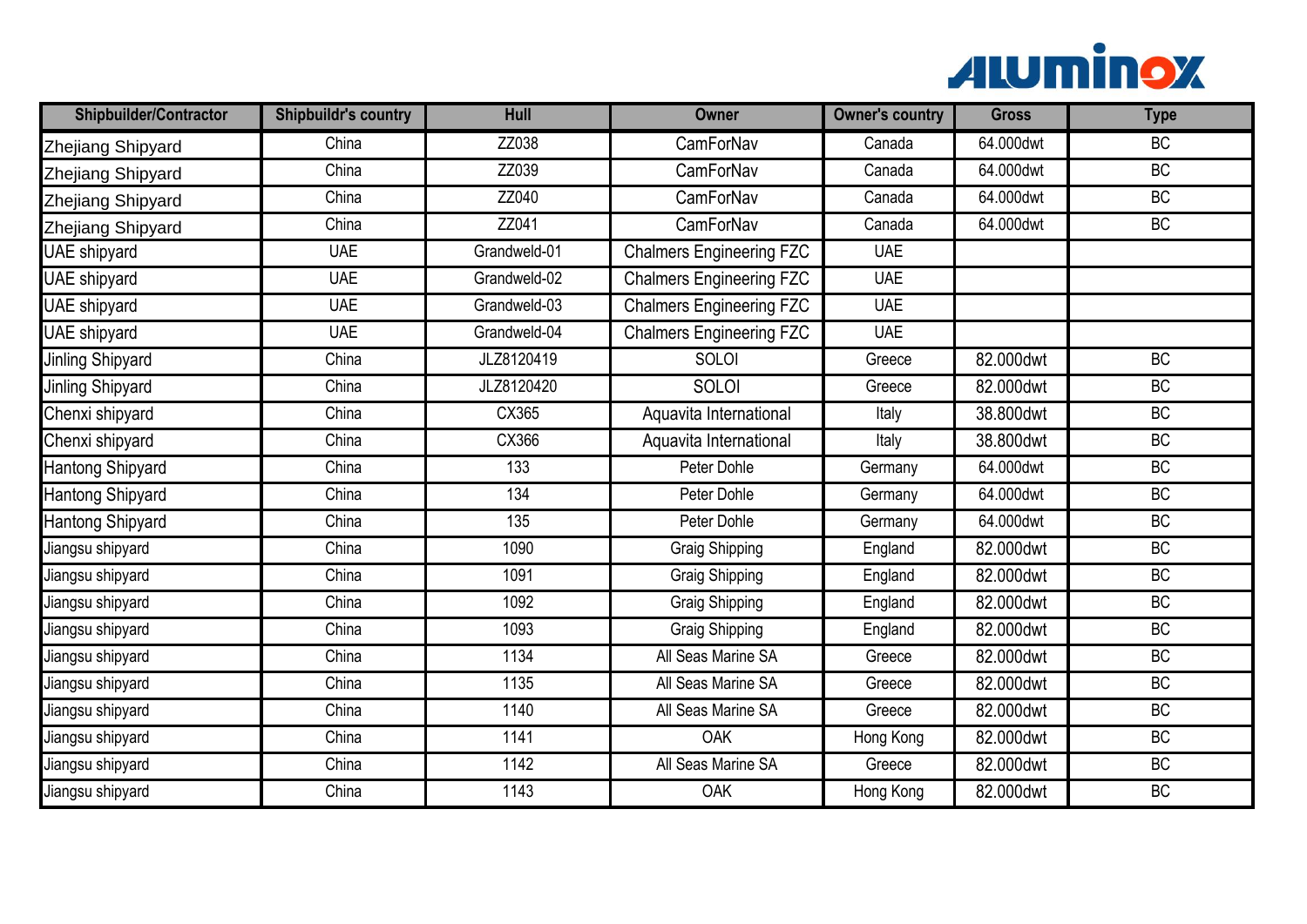| Shipbuilder/Contractor | Shipbuildr's country | Hull | Owner | Owner's country | Gross | Type |
|---|---|---|---|---|---|---|
| Zhejiang Shipyard | China | ZZ038 | CamForNav | Canada | 64.000dwt | BC |
| Zhejiang Shipyard | China | ZZ039 | CamForNav | Canada | 64.000dwt | BC |
| Zhejiang Shipyard | China | ZZ040 | CamForNav | Canada | 64.000dwt | BC |
| Zhejiang Shipyard | China | ZZ041 | CamForNav | Canada | 64.000dwt | BC |
| UAE shipyard | UAE | Grandweld-01 | Chalmers Engineering FZC | UAE | | |
| UAE shipyard | UAE | Grandweld-02 | Chalmers Engineering FZC | UAE | | |
| UAE shipyard | UAE | Grandweld-03 | Chalmers Engineering FZC | UAE | | |
| UAE shipyard | UAE | Grandweld-04 | Chalmers Engineering FZC | UAE | | |
| Jinling Shipyard | China | JLZ8120419 | SOLOI | Greece | 82.000dwt | BC |
| Jinling Shipyard | China | JLZ8120420 | SOLOI | Greece | 82.000dwt | BC |
| Chenxi shipyard | China | CX365 | Aquavita International | Italy | 38.800dwt | BC |
| Chenxi shipyard | China | CX366 | Aquavita International | Italy | 38.800dwt | BC |
| Hantong Shipyard | China | 133 | Peter Dohle | Germany | 64.000dwt | BC |
| Hantong Shipyard | China | 134 | Peter Dohle | Germany | 64.000dwt | BC |
| Hantong Shipyard | China | 135 | Peter Dohle | Germany | 64.000dwt | BC |
| Jiangsu shipyard | China | 1090 | Graig Shipping | England | 82.000dwt | BC |
| Jiangsu shipyard | China | 1091 | Graig Shipping | England | 82.000dwt | BC |
| Jiangsu shipyard | China | 1092 | Graig Shipping | England | 82.000dwt | BC |
| Jiangsu shipyard | China | 1093 | Graig Shipping | England | 82.000dwt | BC |
| Jiangsu shipyard | China | 1134 | All Seas Marine SA | Greece | 82.000dwt | BC |
| Jiangsu shipyard | China | 1135 | All Seas Marine SA | Greece | 82.000dwt | BC |
| Jiangsu shipyard | China | 1140 | All Seas Marine SA | Greece | 82.000dwt | BC |
| Jiangsu shipyard | China | 1141 | OAK | Hong Kong | 82.000dwt | BC |
| Jiangsu shipyard | China | 1142 | All Seas Marine SA | Greece | 82.000dwt | BC |
| Jiangsu shipyard | China | 1143 | OAK | Hong Kong | 82.000dwt | BC |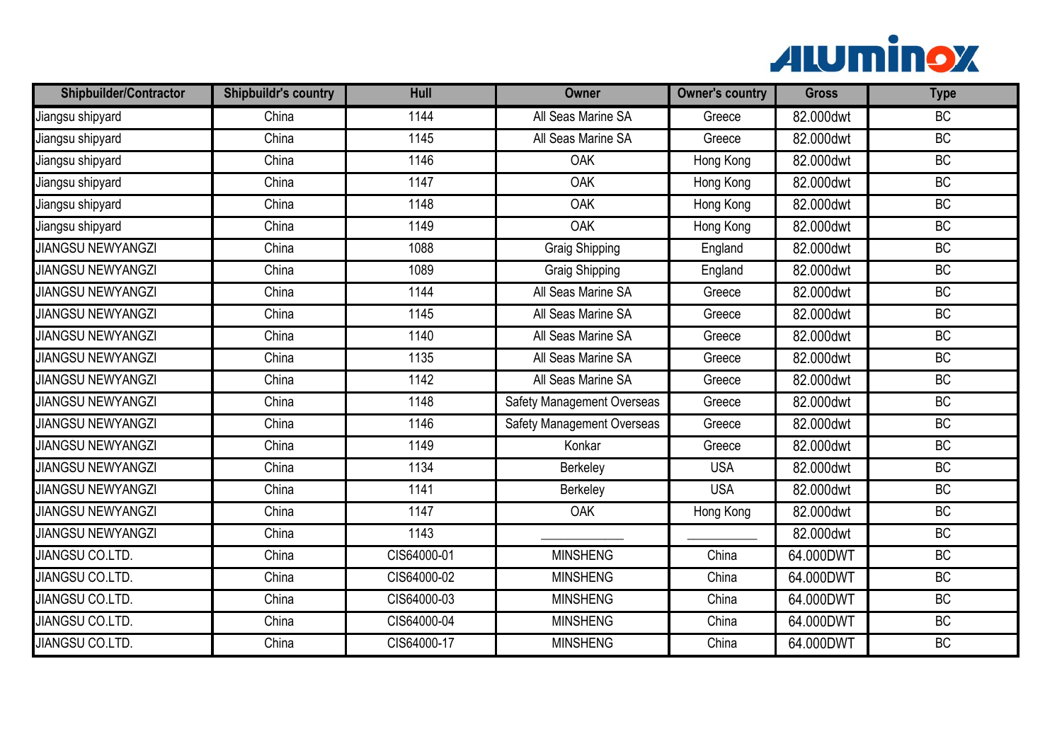| Shipbuilder/Contractor | Shipbuildr's country | Hull | Owner | Owner's country | Gross | Type |
|---|---|---|---|---|---|---|
| Jiangsu shipyard | China | 1144 | All Seas Marine SA | Greece | 82.000dwt | BC |
| Jiangsu shipyard | China | 1145 | All Seas Marine SA | Greece | 82.000dwt | BC |
| Jiangsu shipyard | China | 1146 | OAK | Hong Kong | 82.000dwt | BC |
| Jiangsu shipyard | China | 1147 | OAK | Hong Kong | 82.000dwt | BC |
| Jiangsu shipyard | China | 1148 | OAK | Hong Kong | 82.000dwt | BC |
| Jiangsu shipyard | China | 1149 | OAK | Hong Kong | 82.000dwt | BC |
| JIANGSU NEWYANGZI | China | 1088 | Graig Shipping | England | 82.000dwt | BC |
| JIANGSU NEWYANGZI | China | 1089 | Graig Shipping | England | 82.000dwt | BC |
| JIANGSU NEWYANGZI | China | 1144 | All Seas Marine SA | Greece | 82.000dwt | BC |
| JIANGSU NEWYANGZI | China | 1145 | All Seas Marine SA | Greece | 82.000dwt | BC |
| JIANGSU NEWYANGZI | China | 1140 | All Seas Marine SA | Greece | 82.000dwt | BC |
| JIANGSU NEWYANGZI | China | 1135 | All Seas Marine SA | Greece | 82.000dwt | BC |
| JIANGSU NEWYANGZI | China | 1142 | All Seas Marine SA | Greece | 82.000dwt | BC |
| JIANGSU NEWYANGZI | China | 1148 | Safety Management Overseas | Greece | 82.000dwt | BC |
| JIANGSU NEWYANGZI | China | 1146 | Safety Management Overseas | Greece | 82.000dwt | BC |
| JIANGSU NEWYANGZI | China | 1149 | Konkar | Greece | 82.000dwt | BC |
| JIANGSU NEWYANGZI | China | 1134 | Berkeley | USA | 82.000dwt | BC |
| JIANGSU NEWYANGZI | China | 1141 | Berkeley | USA | 82.000dwt | BC |
| JIANGSU NEWYANGZI | China | 1147 | OAK | Hong Kong | 82.000dwt | BC |
| JIANGSU NEWYANGZI | China | 1143 | ___________ | _________ | 82.000dwt | BC |
| JIANGSU CO.LTD. | China | CIS64000-01 | MINSHENG | China | 64.000DWT | BC |
| JIANGSU CO.LTD. | China | CIS64000-02 | MINSHENG | China | 64.000DWT | BC |
| JIANGSU CO.LTD. | China | CIS64000-03 | MINSHENG | China | 64.000DWT | BC |
| JIANGSU CO.LTD. | China | CIS64000-04 | MINSHENG | China | 64.000DWT | BC |
| JIANGSU CO.LTD. | China | CIS64000-17 | MINSHENG | China | 64.000DWT | BC |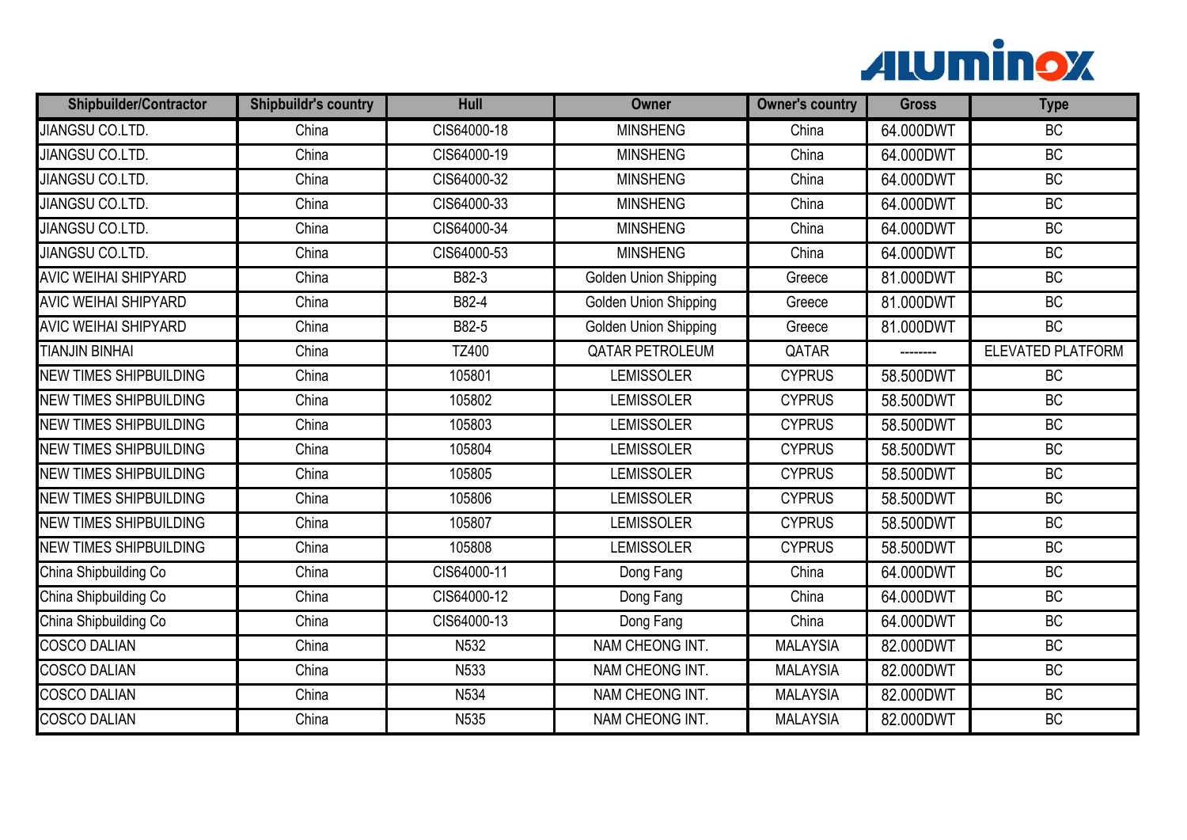| Shipbuilder/Contractor | Shipbuildr's country | Hull | Owner | Owner's country | Gross | Type |
|---|---|---|---|---|---|---|
| JIANGSU CO.LTD. | China | CIS64000-18 | MINSHENG | China | 64.000DWT | BC |
| JIANGSU CO.LTD. | China | CIS64000-19 | MINSHENG | China | 64.000DWT | BC |
| JIANGSU CO.LTD. | China | CIS64000-32 | MINSHENG | China | 64.000DWT | BC |
| JIANGSU CO.LTD. | China | CIS64000-33 | MINSHENG | China | 64.000DWT | BC |
| JIANGSU CO.LTD. | China | CIS64000-34 | MINSHENG | China | 64.000DWT | BC |
| JIANGSU CO.LTD. | China | CIS64000-53 | MINSHENG | China | 64.000DWT | BC |
| AVIC WEIHAI SHIPYARD | China | B82-3 | Golden Union Shipping | Greece | 81.000DWT | BC |
| AVIC WEIHAI SHIPYARD | China | B82-4 | Golden Union Shipping | Greece | 81.000DWT | BC |
| AVIC WEIHAI SHIPYARD | China | B82-5 | Golden Union Shipping | Greece | 81.000DWT | BC |
| TIANJIN BINHAI | China | TZ400 | QATAR PETROLEUM | QATAR | -------- | ELEVATED PLATFORM |
| NEW TIMES SHIPBUILDING | China | 105801 | LEMISSOLER | CYPRUS | 58.500DWT | BC |
| NEW TIMES SHIPBUILDING | China | 105802 | LEMISSOLER | CYPRUS | 58.500DWT | BC |
| NEW TIMES SHIPBUILDING | China | 105803 | LEMISSOLER | CYPRUS | 58.500DWT | BC |
| NEW TIMES SHIPBUILDING | China | 105804 | LEMISSOLER | CYPRUS | 58.500DWT | BC |
| NEW TIMES SHIPBUILDING | China | 105805 | LEMISSOLER | CYPRUS | 58.500DWT | BC |
| NEW TIMES SHIPBUILDING | China | 105806 | LEMISSOLER | CYPRUS | 58.500DWT | BC |
| NEW TIMES SHIPBUILDING | China | 105807 | LEMISSOLER | CYPRUS | 58.500DWT | BC |
| NEW TIMES SHIPBUILDING | China | 105808 | LEMISSOLER | CYPRUS | 58.500DWT | BC |
| China Shipbuilding Co | China | CIS64000-11 | Dong Fang | China | 64.000DWT | BC |
| China Shipbuilding Co | China | CIS64000-12 | Dong Fang | China | 64.000DWT | BC |
| China Shipbuilding Co | China | CIS64000-13 | Dong Fang | China | 64.000DWT | BC |
| COSCO DALIAN | China | N532 | NAM CHEONG INT. | MALAYSIA | 82.000DWT | BC |
| COSCO DALIAN | China | N533 | NAM CHEONG INT. | MALAYSIA | 82.000DWT | BC |
| COSCO DALIAN | China | N534 | NAM CHEONG INT. | MALAYSIA | 82.000DWT | BC |
| COSCO DALIAN | China | N535 | NAM CHEONG INT. | MALAYSIA | 82.000DWT | BC |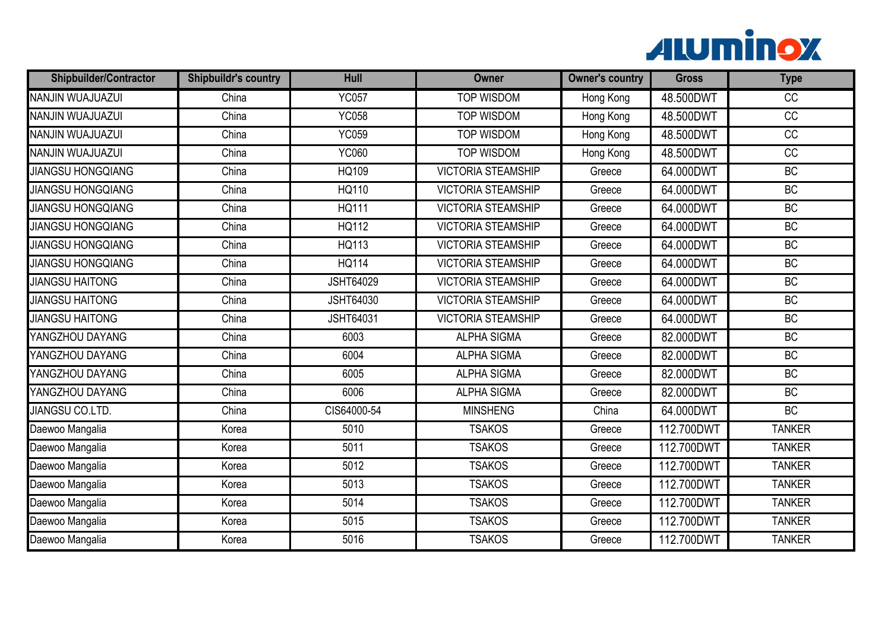| Shipbuilder/Contractor | Shipbuildr's country | Hull | Owner | Owner's country | Gross | Type |
|---|---|---|---|---|---|---|
| NANJIN WUAJUAZUI | China | YC057 | TOP WISDOM | Hong Kong | 48.500DWT | CC |
| NANJIN WUAJUAZUI | China | YC058 | TOP WISDOM | Hong Kong | 48.500DWT | CC |
| NANJIN WUAJUAZUI | China | YC059 | TOP WISDOM | Hong Kong | 48.500DWT | CC |
| NANJIN WUAJUAZUI | China | YC060 | TOP WISDOM | Hong Kong | 48.500DWT | CC |
| JIANGSU HONGQIANG | China | HQ109 | VICTORIA STEAMSHIP | Greece | 64.000DWT | BC |
| JIANGSU HONGQIANG | China | HQ110 | VICTORIA STEAMSHIP | Greece | 64.000DWT | BC |
| JIANGSU HONGQIANG | China | HQ111 | VICTORIA STEAMSHIP | Greece | 64.000DWT | BC |
| JIANGSU HONGQIANG | China | HQ112 | VICTORIA STEAMSHIP | Greece | 64.000DWT | BC |
| JIANGSU HONGQIANG | China | HQ113 | VICTORIA STEAMSHIP | Greece | 64.000DWT | BC |
| JIANGSU HONGQIANG | China | HQ114 | VICTORIA STEAMSHIP | Greece | 64.000DWT | BC |
| JIANGSU HAITONG | China | JSHT64029 | VICTORIA STEAMSHIP | Greece | 64.000DWT | BC |
| JIANGSU HAITONG | China | JSHT64030 | VICTORIA STEAMSHIP | Greece | 64.000DWT | BC |
| JIANGSU HAITONG | China | JSHT64031 | VICTORIA STEAMSHIP | Greece | 64.000DWT | BC |
| YANGZHOU DAYANG | China | 6003 | ALPHA SIGMA | Greece | 82.000DWT | BC |
| YANGZHOU DAYANG | China | 6004 | ALPHA SIGMA | Greece | 82.000DWT | BC |
| YANGZHOU DAYANG | China | 6005 | ALPHA SIGMA | Greece | 82.000DWT | BC |
| YANGZHOU DAYANG | China | 6006 | ALPHA SIGMA | Greece | 82.000DWT | BC |
| JIANGSU CO.LTD. | China | CIS64000-54 | MINSHENG | China | 64.000DWT | BC |
| Daewoo Mangalia | Korea | 5010 | TSAKOS | Greece | 112.700DWT | TANKER |
| Daewoo Mangalia | Korea | 5011 | TSAKOS | Greece | 112.700DWT | TANKER |
| Daewoo Mangalia | Korea | 5012 | TSAKOS | Greece | 112.700DWT | TANKER |
| Daewoo Mangalia | Korea | 5013 | TSAKOS | Greece | 112.700DWT | TANKER |
| Daewoo Mangalia | Korea | 5014 | TSAKOS | Greece | 112.700DWT | TANKER |
| Daewoo Mangalia | Korea | 5015 | TSAKOS | Greece | 112.700DWT | TANKER |
| Daewoo Mangalia | Korea | 5016 | TSAKOS | Greece | 112.700DWT | TANKER |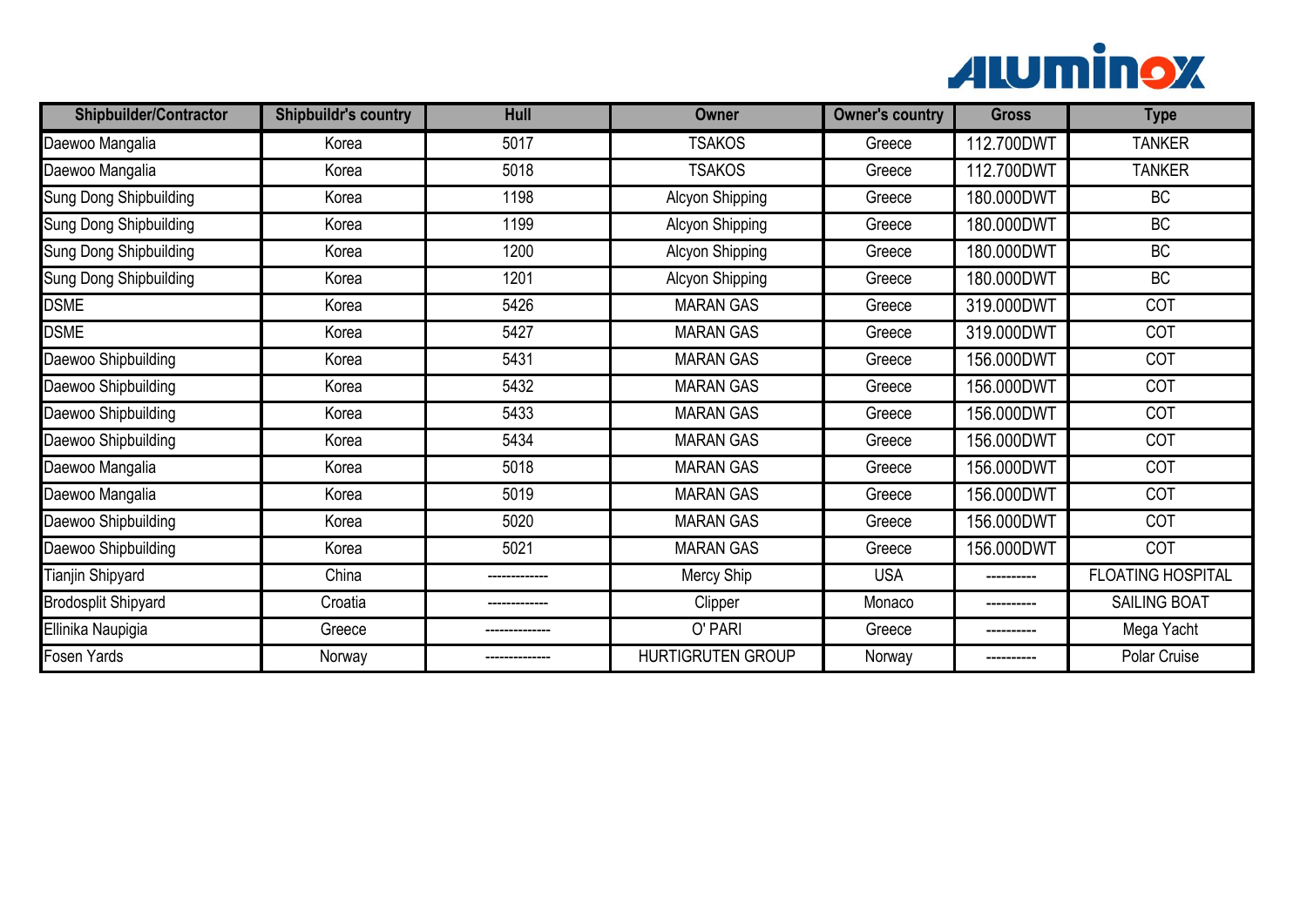| Shipbuilder/Contractor | Shipbuildr's country | Hull | Owner | Owner's country | Gross | Type |
|---|---|---|---|---|---|---|
| Daewoo Mangalia | Korea | 5017 | TSAKOS | Greece | 112.700DWT | TANKER |
| Daewoo Mangalia | Korea | 5018 | TSAKOS | Greece | 112.700DWT | TANKER |
| Sung Dong Shipbuilding | Korea | 1198 | Alcyon Shipping | Greece | 180.000DWT | BC |
| Sung Dong Shipbuilding | Korea | 1199 | Alcyon Shipping | Greece | 180.000DWT | BC |
| Sung Dong Shipbuilding | Korea | 1200 | Alcyon Shipping | Greece | 180.000DWT | BC |
| Sung Dong Shipbuilding | Korea | 1201 | Alcyon Shipping | Greece | 180.000DWT | BC |
| DSME | Korea | 5426 | MARAN GAS | Greece | 319.000DWT | COT |
| DSME | Korea | 5427 | MARAN GAS | Greece | 319.000DWT | COT |
| Daewoo Shipbuilding | Korea | 5431 | MARAN GAS | Greece | 156.000DWT | COT |
| Daewoo Shipbuilding | Korea | 5432 | MARAN GAS | Greece | 156.000DWT | COT |
| Daewoo Shipbuilding | Korea | 5433 | MARAN GAS | Greece | 156.000DWT | COT |
| Daewoo Shipbuilding | Korea | 5434 | MARAN GAS | Greece | 156.000DWT | COT |
| Daewoo Mangalia | Korea | 5018 | MARAN GAS | Greece | 156.000DWT | COT |
| Daewoo Mangalia | Korea | 5019 | MARAN GAS | Greece | 156.000DWT | COT |
| Daewoo Shipbuilding | Korea | 5020 | MARAN GAS | Greece | 156.000DWT | COT |
| Daewoo Shipbuilding | Korea | 5021 | MARAN GAS | Greece | 156.000DWT | COT |
| Tianjin Shipyard | China | ------------ | Mercy Ship | USA | ---------- | FLOATING HOSPITAL |
| Brodosplit Shipyard | Croatia | ------------ | Clipper | Monaco | ---------- | SAILING BOAT |
| Ellinika Naupigia | Greece | -------------- | O' PARI | Greece | ---------- | Mega Yacht |
| Fosen Yards | Norway | -------------- | HURTIGRUTEN GROUP | Norway | ---------- | Polar Cruise |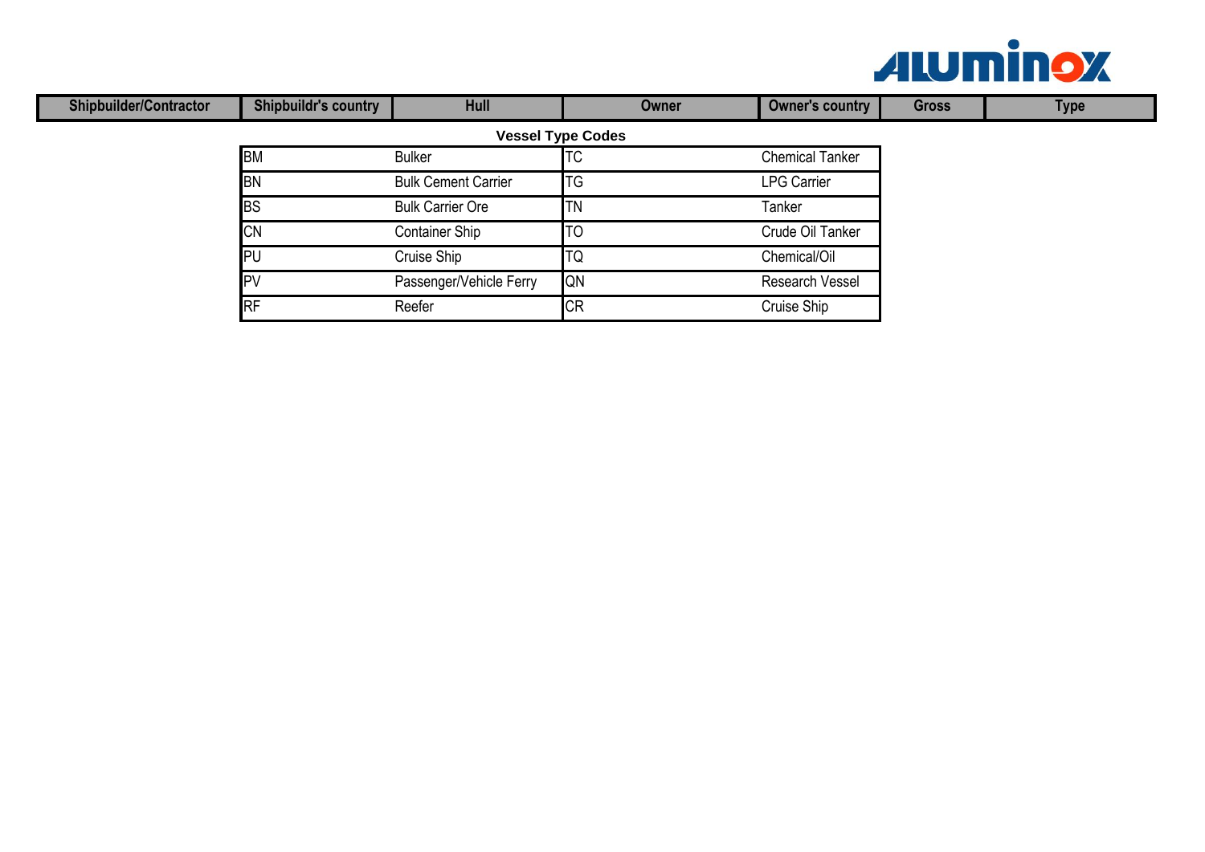| Shipbuilder/Contractor | Shipbuildr's country | Hull | Owner | Owner's country | Gross | Type |
|---|---|---|---|---|---|---|

**Vessel Type Codes**

| | | | |
|---|---|---|---|
| BM | Bulker | TC | Chemical Tanker |
| BN | Bulk Cement Carrier | TG | LPG Carrier |
| BS | Bulk Carrier Ore | TN | Tanker |
| CN | Container Ship | TO | Crude Oil Tanker |
| PU | Cruise Ship | TQ | Chemical/Oil |
| PV | Passenger/Vehicle Ferry | QN | Research Vessel |
| RF | Reefer | CR | Cruise Ship |